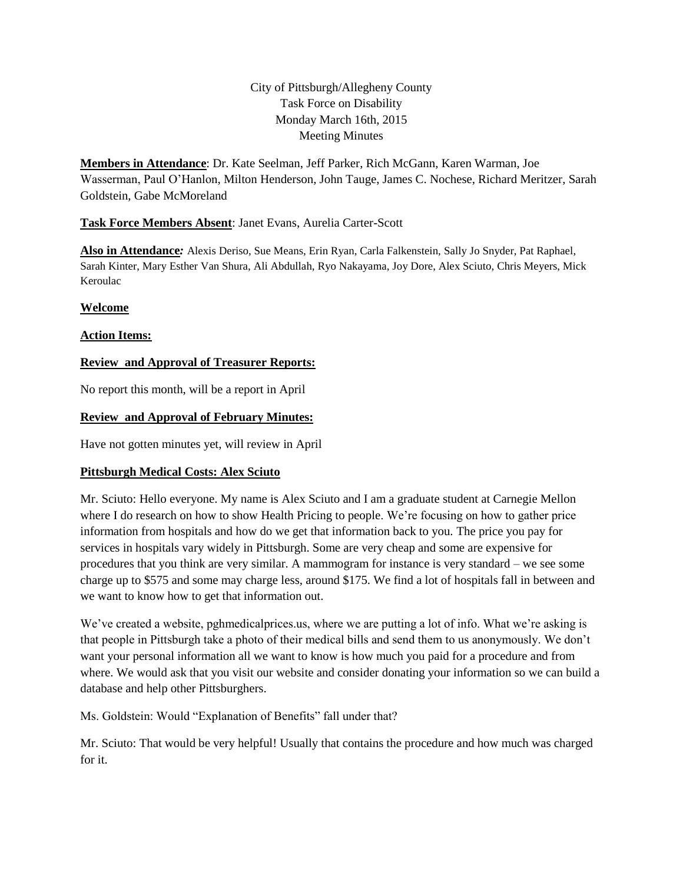City of Pittsburgh/Allegheny County
Task Force on Disability
Monday March 16th, 2015
Meeting Minutes

**Members in Attendance**: Dr. Kate Seelman, Jeff Parker, Rich McGann, Karen Warman, Joe Wasserman, Paul O'Hanlon, Milton Henderson, John Tauge, James C. Nochese, Richard Meritzer, Sarah Goldstein, Gabe McMoreland

**Task Force Members Absent**: Janet Evans, Aurelia Carter-Scott

**Also in Attendance***:* Alexis Deriso, Sue Means, Erin Ryan, Carla Falkenstein, Sally Jo Snyder, Pat Raphael, Sarah Kinter, Mary Esther Van Shura, Ali Abdullah, Ryo Nakayama, Joy Dore, Alex Sciuto, Chris Meyers, Mick Keroulac

**Welcome**

**Action Items:**

**Review and Approval of Treasurer Reports:**

No report this month, will be a report in April

**Review and Approval of February Minutes:**

Have not gotten minutes yet, will review in April

**Pittsburgh Medical Costs: Alex Sciuto**

Mr. Sciuto: Hello everyone. My name is Alex Sciuto and I am a graduate student at Carnegie Mellon where I do research on how to show Health Pricing to people. We're focusing on how to gather price information from hospitals and how do we get that information back to you. The price you pay for services in hospitals vary widely in Pittsburgh. Some are very cheap and some are expensive for procedures that you think are very similar. A mammogram for instance is very standard – we see some charge up to $575 and some may charge less, around $175. We find a lot of hospitals fall in between and we want to know how to get that information out.

We've created a website, pghmedicalprices.us, where we are putting a lot of info. What we're asking is that people in Pittsburgh take a photo of their medical bills and send them to us anonymously. We don't want your personal information all we want to know is how much you paid for a procedure and from where. We would ask that you visit our website and consider donating your information so we can build a database and help other Pittsburghers.

Ms. Goldstein: Would "Explanation of Benefits" fall under that?

Mr. Sciuto: That would be very helpful! Usually that contains the procedure and how much was charged for it.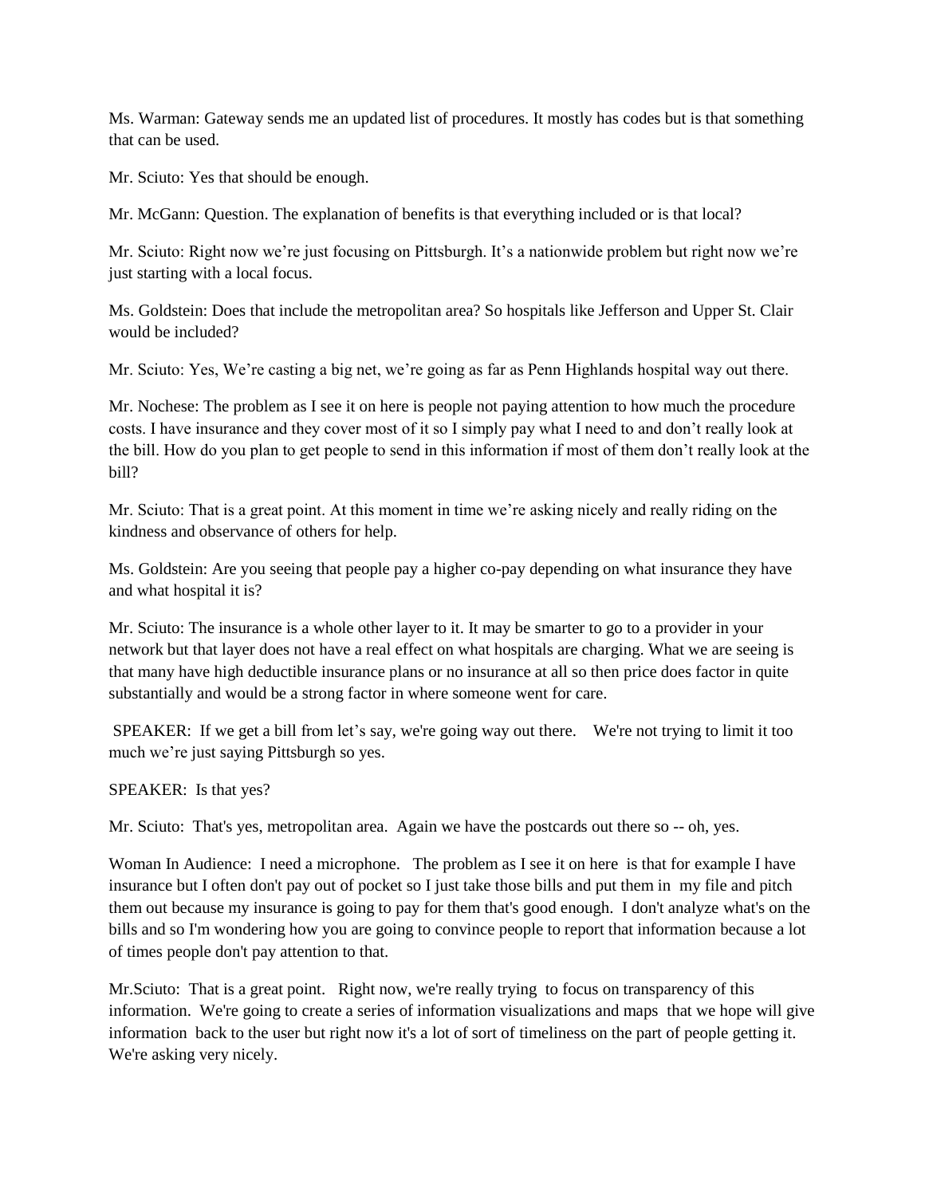Ms. Warman: Gateway sends me an updated list of procedures. It mostly has codes but is that something that can be used.

Mr. Sciuto: Yes that should be enough.

Mr. McGann: Question. The explanation of benefits is that everything included or is that local?

Mr. Sciuto: Right now we're just focusing on Pittsburgh. It's a nationwide problem but right now we're just starting with a local focus.

Ms. Goldstein: Does that include the metropolitan area? So hospitals like Jefferson and Upper St. Clair would be included?

Mr. Sciuto: Yes, We're casting a big net, we're going as far as Penn Highlands hospital way out there.

Mr. Nochese: The problem as I see it on here is people not paying attention to how much the procedure costs. I have insurance and they cover most of it so I simply pay what I need to and don't really look at the bill. How do you plan to get people to send in this information if most of them don't really look at the bill?

Mr. Sciuto: That is a great point. At this moment in time we're asking nicely and really riding on the kindness and observance of others for help.

Ms. Goldstein: Are you seeing that people pay a higher co-pay depending on what insurance they have and what hospital it is?

Mr. Sciuto: The insurance is a whole other layer to it. It may be smarter to go to a provider in your network but that layer does not have a real effect on what hospitals are charging. What we are seeing is that many have high deductible insurance plans or no insurance at all so then price does factor in quite substantially and would be a strong factor in where someone went for care.

SPEAKER: If we get a bill from let's say, we're going way out there. We're not trying to limit it too much we're just saying Pittsburgh so yes.

SPEAKER: Is that yes?

Mr. Sciuto: That's yes, metropolitan area. Again we have the postcards out there so -- oh, yes.

Woman In Audience: I need a microphone. The problem as I see it on here is that for example I have insurance but I often don't pay out of pocket so I just take those bills and put them in my file and pitch them out because my insurance is going to pay for them that's good enough. I don't analyze what's on the bills and so I'm wondering how you are going to convince people to report that information because a lot of times people don't pay attention to that.

Mr.Sciuto: That is a great point. Right now, we're really trying to focus on transparency of this information. We're going to create a series of information visualizations and maps that we hope will give information back to the user but right now it's a lot of sort of timeliness on the part of people getting it. We're asking very nicely.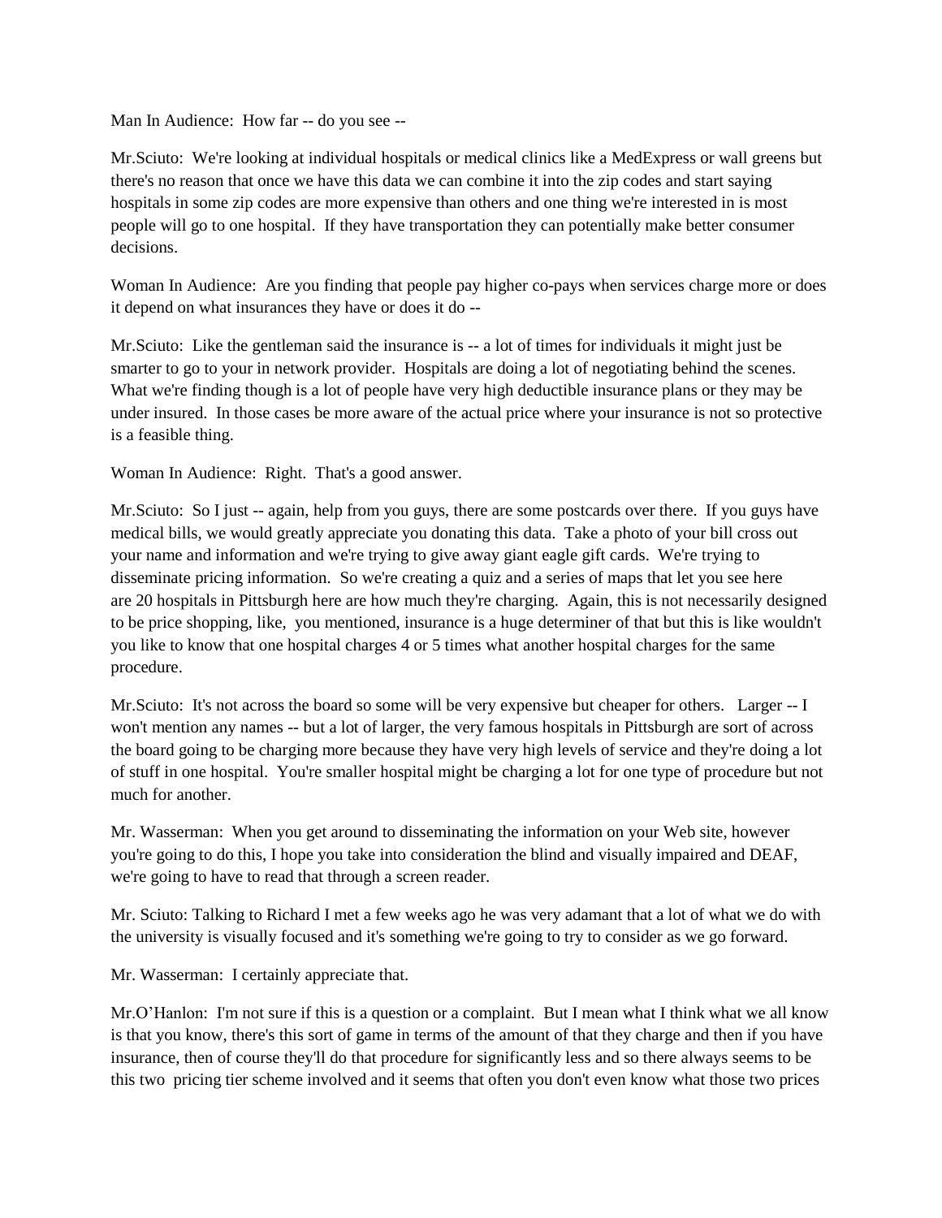Man In Audience: How far -- do you see --

Mr.Sciuto: We're looking at individual hospitals or medical clinics like a MedExpress or wall greens but there's no reason that once we have this data we can combine it into the zip codes and start saying hospitals in some zip codes are more expensive than others and one thing we're interested in is most people will go to one hospital. If they have transportation they can potentially make better consumer decisions.

Woman In Audience: Are you finding that people pay higher co-pays when services charge more or does it depend on what insurances they have or does it do --

Mr.Sciuto: Like the gentleman said the insurance is -- a lot of times for individuals it might just be smarter to go to your in network provider. Hospitals are doing a lot of negotiating behind the scenes. What we're finding though is a lot of people have very high deductible insurance plans or they may be under insured. In those cases be more aware of the actual price where your insurance is not so protective is a feasible thing.

Woman In Audience: Right. That's a good answer.

Mr.Sciuto: So I just -- again, help from you guys, there are some postcards over there. If you guys have medical bills, we would greatly appreciate you donating this data. Take a photo of your bill cross out your name and information and we're trying to give away giant eagle gift cards. We're trying to disseminate pricing information. So we're creating a quiz and a series of maps that let you see here are 20 hospitals in Pittsburgh here are how much they're charging. Again, this is not necessarily designed to be price shopping, like, you mentioned, insurance is a huge determiner of that but this is like wouldn't you like to know that one hospital charges 4 or 5 times what another hospital charges for the same procedure.

Mr.Sciuto: It's not across the board so some will be very expensive but cheaper for others. Larger -- I won't mention any names -- but a lot of larger, the very famous hospitals in Pittsburgh are sort of across the board going to be charging more because they have very high levels of service and they're doing a lot of stuff in one hospital. You're smaller hospital might be charging a lot for one type of procedure but not much for another.

Mr. Wasserman: When you get around to disseminating the information on your Web site, however you're going to do this, I hope you take into consideration the blind and visually impaired and DEAF, we're going to have to read that through a screen reader.

Mr. Sciuto: Talking to Richard I met a few weeks ago he was very adamant that a lot of what we do with the university is visually focused and it's something we're going to try to consider as we go forward.

Mr. Wasserman: I certainly appreciate that.

Mr.O'Hanlon: I'm not sure if this is a question or a complaint. But I mean what I think what we all know is that you know, there's this sort of game in terms of the amount of that they charge and then if you have insurance, then of course they'll do that procedure for significantly less and so there always seems to be this two pricing tier scheme involved and it seems that often you don't even know what those two prices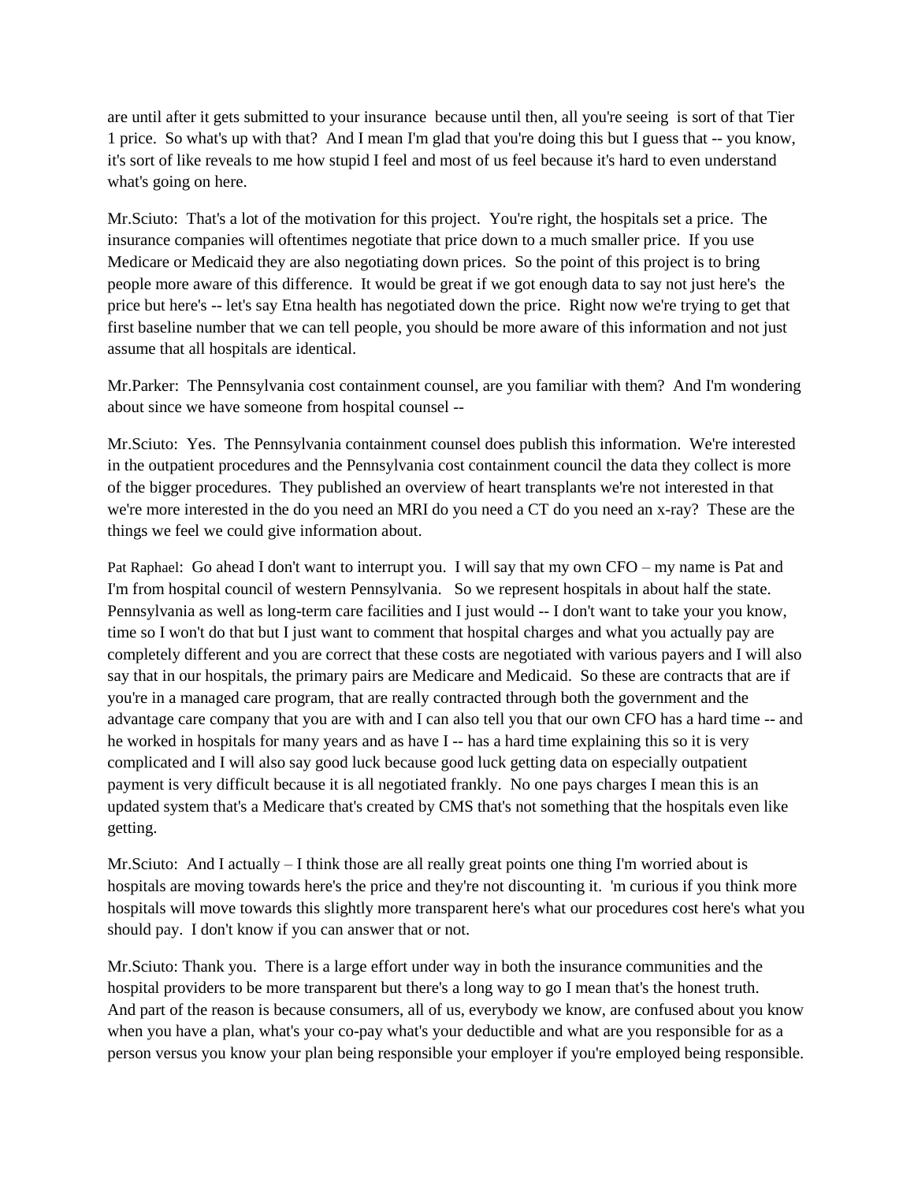are until after it gets submitted to your insurance because until then, all you're seeing is sort of that Tier 1 price. So what's up with that? And I mean I'm glad that you're doing this but I guess that -- you know, it's sort of like reveals to me how stupid I feel and most of us feel because it's hard to even understand what's going on here.

Mr.Sciuto: That's a lot of the motivation for this project. You're right, the hospitals set a price. The insurance companies will oftentimes negotiate that price down to a much smaller price. If you use Medicare or Medicaid they are also negotiating down prices. So the point of this project is to bring people more aware of this difference. It would be great if we got enough data to say not just here's the price but here's -- let's say Etna health has negotiated down the price. Right now we're trying to get that first baseline number that we can tell people, you should be more aware of this information and not just assume that all hospitals are identical.

Mr.Parker: The Pennsylvania cost containment counsel, are you familiar with them? And I'm wondering about since we have someone from hospital counsel --

Mr.Sciuto: Yes. The Pennsylvania containment counsel does publish this information. We're interested in the outpatient procedures and the Pennsylvania cost containment council the data they collect is more of the bigger procedures. They published an overview of heart transplants we're not interested in that we're more interested in the do you need an MRI do you need a CT do you need an x-ray? These are the things we feel we could give information about.

Pat Raphael: Go ahead I don't want to interrupt you. I will say that my own CFO – my name is Pat and I'm from hospital council of western Pennsylvania. So we represent hospitals in about half the state. Pennsylvania as well as long-term care facilities and I just would -- I don't want to take your you know, time so I won't do that but I just want to comment that hospital charges and what you actually pay are completely different and you are correct that these costs are negotiated with various payers and I will also say that in our hospitals, the primary pairs are Medicare and Medicaid. So these are contracts that are if you're in a managed care program, that are really contracted through both the government and the advantage care company that you are with and I can also tell you that our own CFO has a hard time -- and he worked in hospitals for many years and as have I -- has a hard time explaining this so it is very complicated and I will also say good luck because good luck getting data on especially outpatient payment is very difficult because it is all negotiated frankly. No one pays charges I mean this is an updated system that's a Medicare that's created by CMS that's not something that the hospitals even like getting.

Mr.Sciuto: And I actually – I think those are all really great points one thing I'm worried about is hospitals are moving towards here's the price and they're not discounting it. 'm curious if you think more hospitals will move towards this slightly more transparent here's what our procedures cost here's what you should pay. I don't know if you can answer that or not.

Mr.Sciuto: Thank you. There is a large effort under way in both the insurance communities and the hospital providers to be more transparent but there's a long way to go I mean that's the honest truth. And part of the reason is because consumers, all of us, everybody we know, are confused about you know when you have a plan, what's your co-pay what's your deductible and what are you responsible for as a person versus you know your plan being responsible your employer if you're employed being responsible.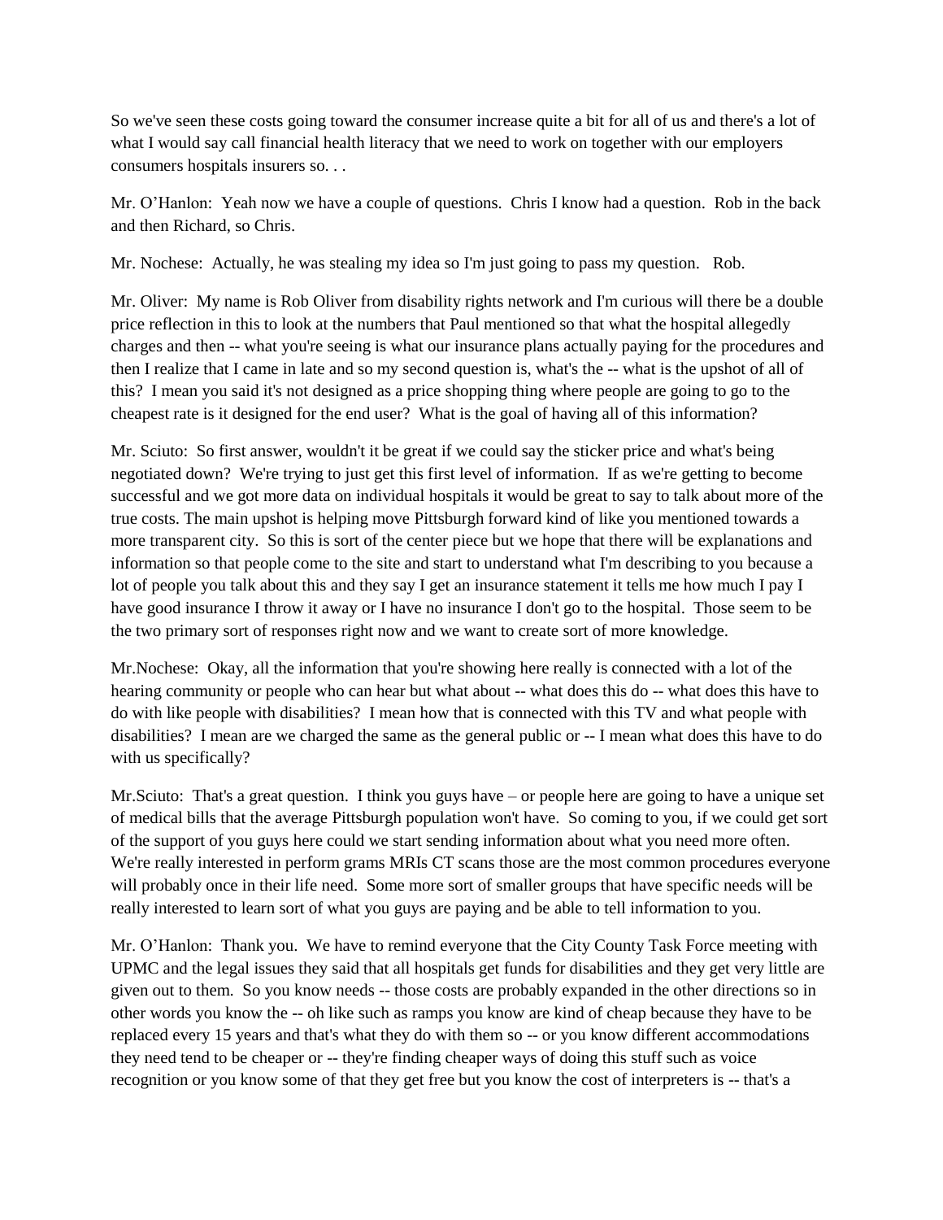So we've seen these costs going toward the consumer increase quite a bit for all of us and there's a lot of what I would say call financial health literacy that we need to work on together with our employers consumers hospitals insurers so. . .

Mr. O'Hanlon: Yeah now we have a couple of questions. Chris I know had a question. Rob in the back and then Richard, so Chris.

Mr. Nochese: Actually, he was stealing my idea so I'm just going to pass my question. Rob.

Mr. Oliver: My name is Rob Oliver from disability rights network and I'm curious will there be a double price reflection in this to look at the numbers that Paul mentioned so that what the hospital allegedly charges and then -- what you're seeing is what our insurance plans actually paying for the procedures and then I realize that I came in late and so my second question is, what's the -- what is the upshot of all of this? I mean you said it's not designed as a price shopping thing where people are going to go to the cheapest rate is it designed for the end user? What is the goal of having all of this information?

Mr. Sciuto: So first answer, wouldn't it be great if we could say the sticker price and what's being negotiated down? We're trying to just get this first level of information. If as we're getting to become successful and we got more data on individual hospitals it would be great to say to talk about more of the true costs. The main upshot is helping move Pittsburgh forward kind of like you mentioned towards a more transparent city. So this is sort of the center piece but we hope that there will be explanations and information so that people come to the site and start to understand what I'm describing to you because a lot of people you talk about this and they say I get an insurance statement it tells me how much I pay I have good insurance I throw it away or I have no insurance I don't go to the hospital. Those seem to be the two primary sort of responses right now and we want to create sort of more knowledge.

Mr.Nochese: Okay, all the information that you're showing here really is connected with a lot of the hearing community or people who can hear but what about -- what does this do -- what does this have to do with like people with disabilities? I mean how that is connected with this TV and what people with disabilities? I mean are we charged the same as the general public or -- I mean what does this have to do with us specifically?

Mr.Sciuto: That's a great question. I think you guys have – or people here are going to have a unique set of medical bills that the average Pittsburgh population won't have. So coming to you, if we could get sort of the support of you guys here could we start sending information about what you need more often. We're really interested in perform grams MRIs CT scans those are the most common procedures everyone will probably once in their life need. Some more sort of smaller groups that have specific needs will be really interested to learn sort of what you guys are paying and be able to tell information to you.

Mr. O'Hanlon: Thank you. We have to remind everyone that the City County Task Force meeting with UPMC and the legal issues they said that all hospitals get funds for disabilities and they get very little are given out to them. So you know needs -- those costs are probably expanded in the other directions so in other words you know the -- oh like such as ramps you know are kind of cheap because they have to be replaced every 15 years and that's what they do with them so -- or you know different accommodations they need tend to be cheaper or -- they're finding cheaper ways of doing this stuff such as voice recognition or you know some of that they get free but you know the cost of interpreters is -- that's a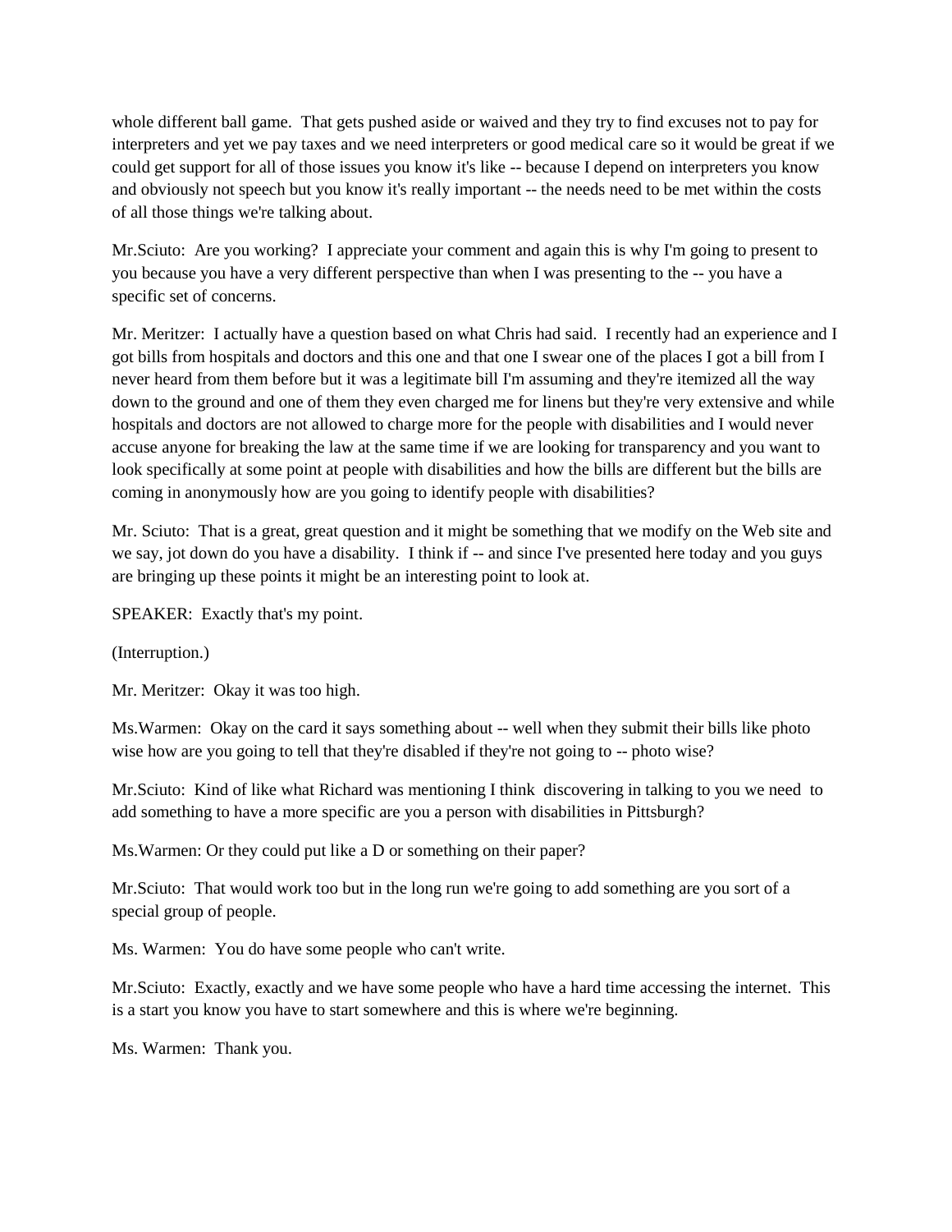whole different ball game. That gets pushed aside or waived and they try to find excuses not to pay for interpreters and yet we pay taxes and we need interpreters or good medical care so it would be great if we could get support for all of those issues you know it's like -- because I depend on interpreters you know and obviously not speech but you know it's really important -- the needs need to be met within the costs of all those things we're talking about.

Mr.Sciuto: Are you working? I appreciate your comment and again this is why I'm going to present to you because you have a very different perspective than when I was presenting to the -- you have a specific set of concerns.

Mr. Meritzer: I actually have a question based on what Chris had said. I recently had an experience and I got bills from hospitals and doctors and this one and that one I swear one of the places I got a bill from I never heard from them before but it was a legitimate bill I'm assuming and they're itemized all the way down to the ground and one of them they even charged me for linens but they're very extensive and while hospitals and doctors are not allowed to charge more for the people with disabilities and I would never accuse anyone for breaking the law at the same time if we are looking for transparency and you want to look specifically at some point at people with disabilities and how the bills are different but the bills are coming in anonymously how are you going to identify people with disabilities?

Mr. Sciuto: That is a great, great question and it might be something that we modify on the Web site and we say, jot down do you have a disability. I think if -- and since I've presented here today and you guys are bringing up these points it might be an interesting point to look at.

SPEAKER: Exactly that's my point.

(Interruption.)

Mr. Meritzer: Okay it was too high.

Ms.Warmen: Okay on the card it says something about -- well when they submit their bills like photo wise how are you going to tell that they're disabled if they're not going to -- photo wise?

Mr.Sciuto: Kind of like what Richard was mentioning I think discovering in talking to you we need to add something to have a more specific are you a person with disabilities in Pittsburgh?

Ms.Warmen: Or they could put like a D or something on their paper?

Mr.Sciuto: That would work too but in the long run we're going to add something are you sort of a special group of people.

Ms. Warmen: You do have some people who can't write.

Mr.Sciuto: Exactly, exactly and we have some people who have a hard time accessing the internet. This is a start you know you have to start somewhere and this is where we're beginning.

Ms. Warmen: Thank you.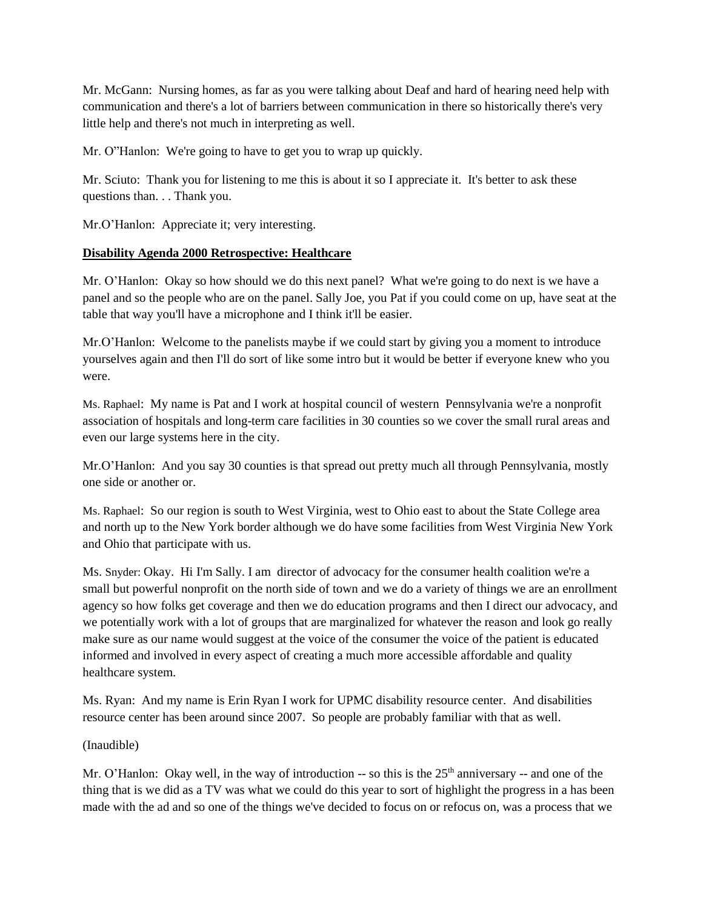Mr. McGann: Nursing homes, as far as you were talking about Deaf and hard of hearing need help with communication and there's a lot of barriers between communication in there so historically there's very little help and there's not much in interpreting as well.

Mr. O"Hanlon: We're going to have to get you to wrap up quickly.

Mr. Sciuto: Thank you for listening to me this is about it so I appreciate it. It's better to ask these questions than. . . Thank you.

Mr.O'Hanlon: Appreciate it; very interesting.

**Disability Agenda 2000 Retrospective: Healthcare**

Mr. O'Hanlon: Okay so how should we do this next panel? What we're going to do next is we have a panel and so the people who are on the panel. Sally Joe, you Pat if you could come on up, have seat at the table that way you'll have a microphone and I think it'll be easier.

Mr.O'Hanlon: Welcome to the panelists maybe if we could start by giving you a moment to introduce yourselves again and then I'll do sort of like some intro but it would be better if everyone knew who you were.

Ms. Raphael: My name is Pat and I work at hospital council of western Pennsylvania we're a nonprofit association of hospitals and long-term care facilities in 30 counties so we cover the small rural areas and even our large systems here in the city.

Mr.O'Hanlon: And you say 30 counties is that spread out pretty much all through Pennsylvania, mostly one side or another or.

Ms. Raphael: So our region is south to West Virginia, west to Ohio east to about the State College area and north up to the New York border although we do have some facilities from West Virginia New York and Ohio that participate with us.

Ms. Snyder: Okay. Hi I'm Sally. I am director of advocacy for the consumer health coalition we're a small but powerful nonprofit on the north side of town and we do a variety of things we are an enrollment agency so how folks get coverage and then we do education programs and then I direct our advocacy, and we potentially work with a lot of groups that are marginalized for whatever the reason and look go really make sure as our name would suggest at the voice of the consumer the voice of the patient is educated informed and involved in every aspect of creating a much more accessible affordable and quality healthcare system.

Ms. Ryan: And my name is Erin Ryan I work for UPMC disability resource center. And disabilities resource center has been around since 2007. So people are probably familiar with that as well.

(Inaudible)

Mr. O'Hanlon: Okay well, in the way of introduction -- so this is the 25th anniversary -- and one of the thing that is we did as a TV was what we could do this year to sort of highlight the progress in a has been made with the ad and so one of the things we've decided to focus on or refocus on, was a process that we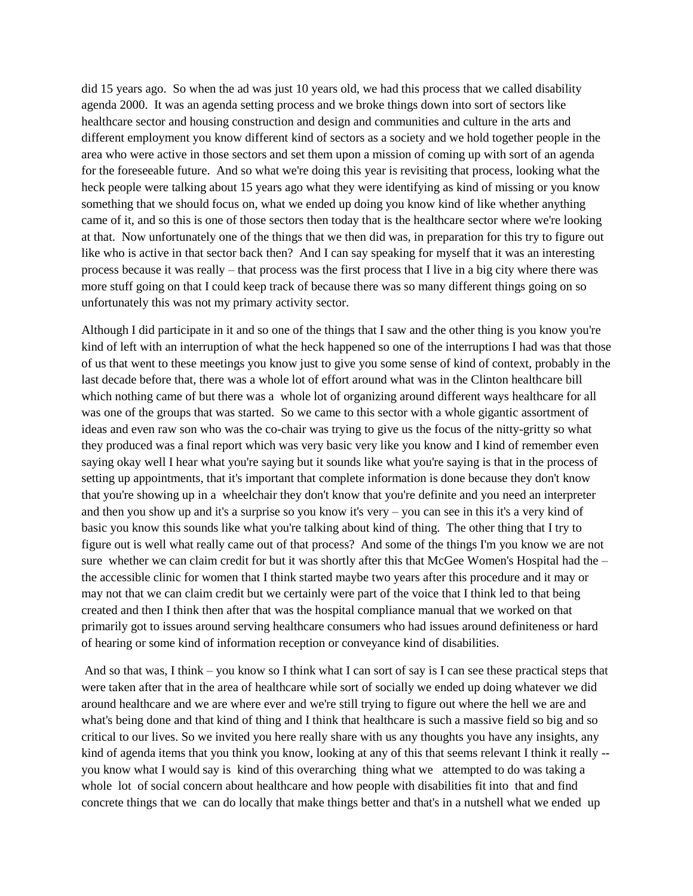did 15 years ago. So when the ad was just 10 years old, we had this process that we called disability agenda 2000. It was an agenda setting process and we broke things down into sort of sectors like healthcare sector and housing construction and design and communities and culture in the arts and different employment you know different kind of sectors as a society and we hold together people in the area who were active in those sectors and set them upon a mission of coming up with sort of an agenda for the foreseeable future. And so what we're doing this year is revisiting that process, looking what the heck people were talking about 15 years ago what they were identifying as kind of missing or you know something that we should focus on, what we ended up doing you know kind of like whether anything came of it, and so this is one of those sectors then today that is the healthcare sector where we're looking at that. Now unfortunately one of the things that we then did was, in preparation for this try to figure out like who is active in that sector back then? And I can say speaking for myself that it was an interesting process because it was really – that process was the first process that I live in a big city where there was more stuff going on that I could keep track of because there was so many different things going on so unfortunately this was not my primary activity sector.

Although I did participate in it and so one of the things that I saw and the other thing is you know you're kind of left with an interruption of what the heck happened so one of the interruptions I had was that those of us that went to these meetings you know just to give you some sense of kind of context, probably in the last decade before that, there was a whole lot of effort around what was in the Clinton healthcare bill which nothing came of but there was a whole lot of organizing around different ways healthcare for all was one of the groups that was started. So we came to this sector with a whole gigantic assortment of ideas and even raw son who was the co-chair was trying to give us the focus of the nitty-gritty so what they produced was a final report which was very basic very like you know and I kind of remember even saying okay well I hear what you're saying but it sounds like what you're saying is that in the process of setting up appointments, that it's important that complete information is done because they don't know that you're showing up in a wheelchair they don't know that you're definite and you need an interpreter and then you show up and it's a surprise so you know it's very – you can see in this it's a very kind of basic you know this sounds like what you're talking about kind of thing. The other thing that I try to figure out is well what really came out of that process? And some of the things I'm you know we are not sure whether we can claim credit for but it was shortly after this that McGee Women's Hospital had the – the accessible clinic for women that I think started maybe two years after this procedure and it may or may not that we can claim credit but we certainly were part of the voice that I think led to that being created and then I think then after that was the hospital compliance manual that we worked on that primarily got to issues around serving healthcare consumers who had issues around definiteness or hard of hearing or some kind of information reception or conveyance kind of disabilities.

And so that was, I think – you know so I think what I can sort of say is I can see these practical steps that were taken after that in the area of healthcare while sort of socially we ended up doing whatever we did around healthcare and we are where ever and we're still trying to figure out where the hell we are and what's being done and that kind of thing and I think that healthcare is such a massive field so big and so critical to our lives. So we invited you here really share with us any thoughts you have any insights, any kind of agenda items that you think you know, looking at any of this that seems relevant I think it really -- you know what I would say is kind of this overarching thing what we attempted to do was taking a whole lot of social concern about healthcare and how people with disabilities fit into that and find concrete things that we can do locally that make things better and that's in a nutshell what we ended up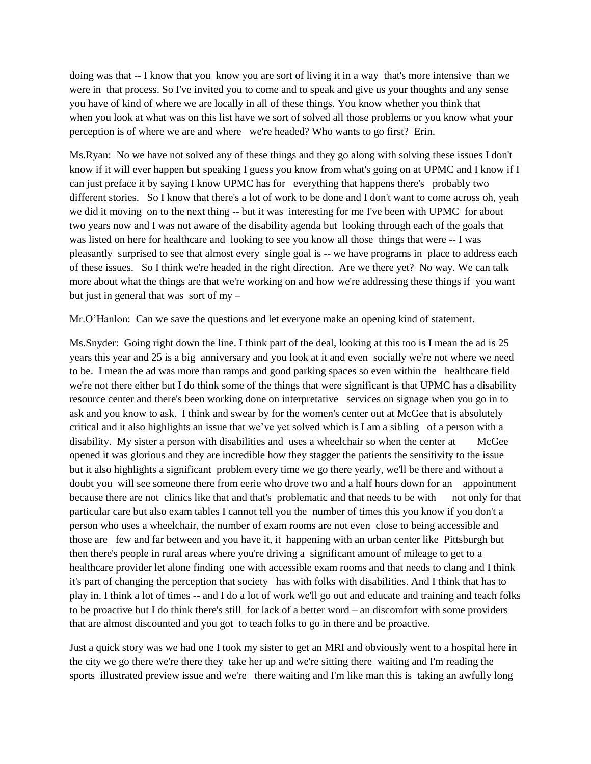doing was that -- I know that you know you are sort of living it in a way that's more intensive than we were in that process. So I've invited you to come and to speak and give us your thoughts and any sense you have of kind of where we are locally in all of these things. You know whether you think that when you look at what was on this list have we sort of solved all those problems or you know what your perception is of where we are and where we're headed? Who wants to go first? Erin.

Ms.Ryan: No we have not solved any of these things and they go along with solving these issues I don't know if it will ever happen but speaking I guess you know from what's going on at UPMC and I know if I can just preface it by saying I know UPMC has for everything that happens there's probably two different stories. So I know that there's a lot of work to be done and I don't want to come across oh, yeah we did it moving on to the next thing -- but it was interesting for me I've been with UPMC for about two years now and I was not aware of the disability agenda but looking through each of the goals that was listed on here for healthcare and looking to see you know all those things that were -- I was pleasantly surprised to see that almost every single goal is -- we have programs in place to address each of these issues. So I think we're headed in the right direction. Are we there yet? No way. We can talk more about what the things are that we're working on and how we're addressing these things if you want but just in general that was sort of my –

Mr.O'Hanlon: Can we save the questions and let everyone make an opening kind of statement.

Ms.Snyder: Going right down the line. I think part of the deal, looking at this too is I mean the ad is 25 years this year and 25 is a big anniversary and you look at it and even socially we're not where we need to be. I mean the ad was more than ramps and good parking spaces so even within the healthcare field we're not there either but I do think some of the things that were significant is that UPMC has a disability resource center and there's been working done on interpretative services on signage when you go in to ask and you know to ask. I think and swear by for the women's center out at McGee that is absolutely critical and it also highlights an issue that we've yet solved which is I am a sibling of a person with a disability. My sister a person with disabilities and uses a wheelchair so when the center at McGee opened it was glorious and they are incredible how they stagger the patients the sensitivity to the issue but it also highlights a significant problem every time we go there yearly, we'll be there and without a doubt you will see someone there from eerie who drove two and a half hours down for an appointment because there are not clinics like that and that's problematic and that needs to be with not only for that particular care but also exam tables I cannot tell you the number of times this you know if you don't a person who uses a wheelchair, the number of exam rooms are not even close to being accessible and those are few and far between and you have it, it happening with an urban center like Pittsburgh but then there's people in rural areas where you're driving a significant amount of mileage to get to a healthcare provider let alone finding one with accessible exam rooms and that needs to clang and I think it's part of changing the perception that society has with folks with disabilities. And I think that has to play in. I think a lot of times -- and I do a lot of work we'll go out and educate and training and teach folks to be proactive but I do think there's still for lack of a better word – an discomfort with some providers that are almost discounted and you got to teach folks to go in there and be proactive.

Just a quick story was we had one I took my sister to get an MRI and obviously went to a hospital here in the city we go there we're there they take her up and we're sitting there waiting and I'm reading the sports illustrated preview issue and we're there waiting and I'm like man this is taking an awfully long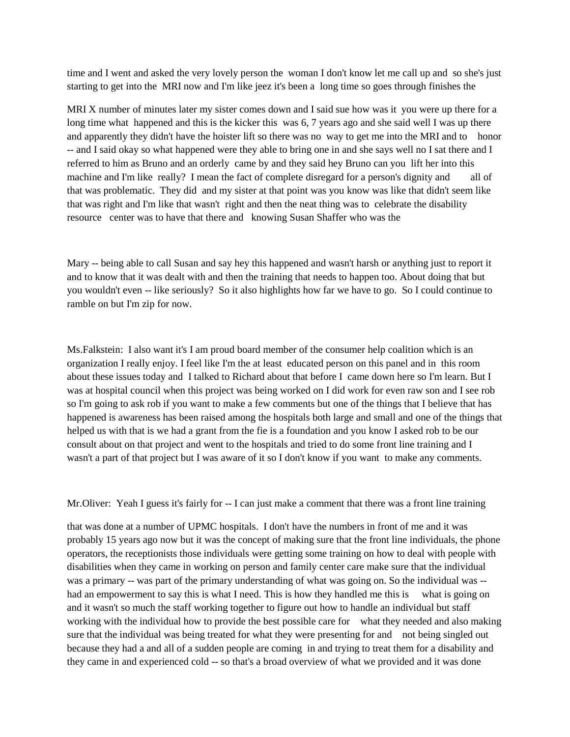time and I went and asked the very lovely person the woman I don't know let me call up and so she's just starting to get into the MRI now and I'm like jeez it's been a long time so goes through finishes the

MRI X number of minutes later my sister comes down and I said sue how was it you were up there for a long time what happened and this is the kicker this was 6, 7 years ago and she said well I was up there and apparently they didn't have the hoister lift so there was no way to get me into the MRI and to honor -- and I said okay so what happened were they able to bring one in and she says well no I sat there and I referred to him as Bruno and an orderly came by and they said hey Bruno can you lift her into this machine and I'm like really? I mean the fact of complete disregard for a person's dignity and all of that was problematic. They did and my sister at that point was you know was like that didn't seem like that was right and I'm like that wasn't right and then the neat thing was to celebrate the disability resource center was to have that there and knowing Susan Shaffer who was the

Mary -- being able to call Susan and say hey this happened and wasn't harsh or anything just to report it and to know that it was dealt with and then the training that needs to happen too. About doing that but you wouldn't even -- like seriously? So it also highlights how far we have to go. So I could continue to ramble on but I'm zip for now.

Ms.Falkstein: I also want it's I am proud board member of the consumer help coalition which is an organization I really enjoy. I feel like I'm the at least educated person on this panel and in this room about these issues today and I talked to Richard about that before I came down here so I'm learn. But I was at hospital council when this project was being worked on I did work for even raw son and I see rob so I'm going to ask rob if you want to make a few comments but one of the things that I believe that has happened is awareness has been raised among the hospitals both large and small and one of the things that helped us with that is we had a grant from the fie is a foundation and you know I asked rob to be our consult about on that project and went to the hospitals and tried to do some front line training and I wasn't a part of that project but I was aware of it so I don't know if you want to make any comments.

Mr.Oliver: Yeah I guess it's fairly for -- I can just make a comment that there was a front line training

that was done at a number of UPMC hospitals. I don't have the numbers in front of me and it was probably 15 years ago now but it was the concept of making sure that the front line individuals, the phone operators, the receptionists those individuals were getting some training on how to deal with people with disabilities when they came in working on person and family center care make sure that the individual was a primary -- was part of the primary understanding of what was going on. So the individual was -- had an empowerment to say this is what I need. This is how they handled me this is what is going on and it wasn't so much the staff working together to figure out how to handle an individual but staff working with the individual how to provide the best possible care for what they needed and also making sure that the individual was being treated for what they were presenting for and not being singled out because they had a and all of a sudden people are coming in and trying to treat them for a disability and they came in and experienced cold -- so that's a broad overview of what we provided and it was done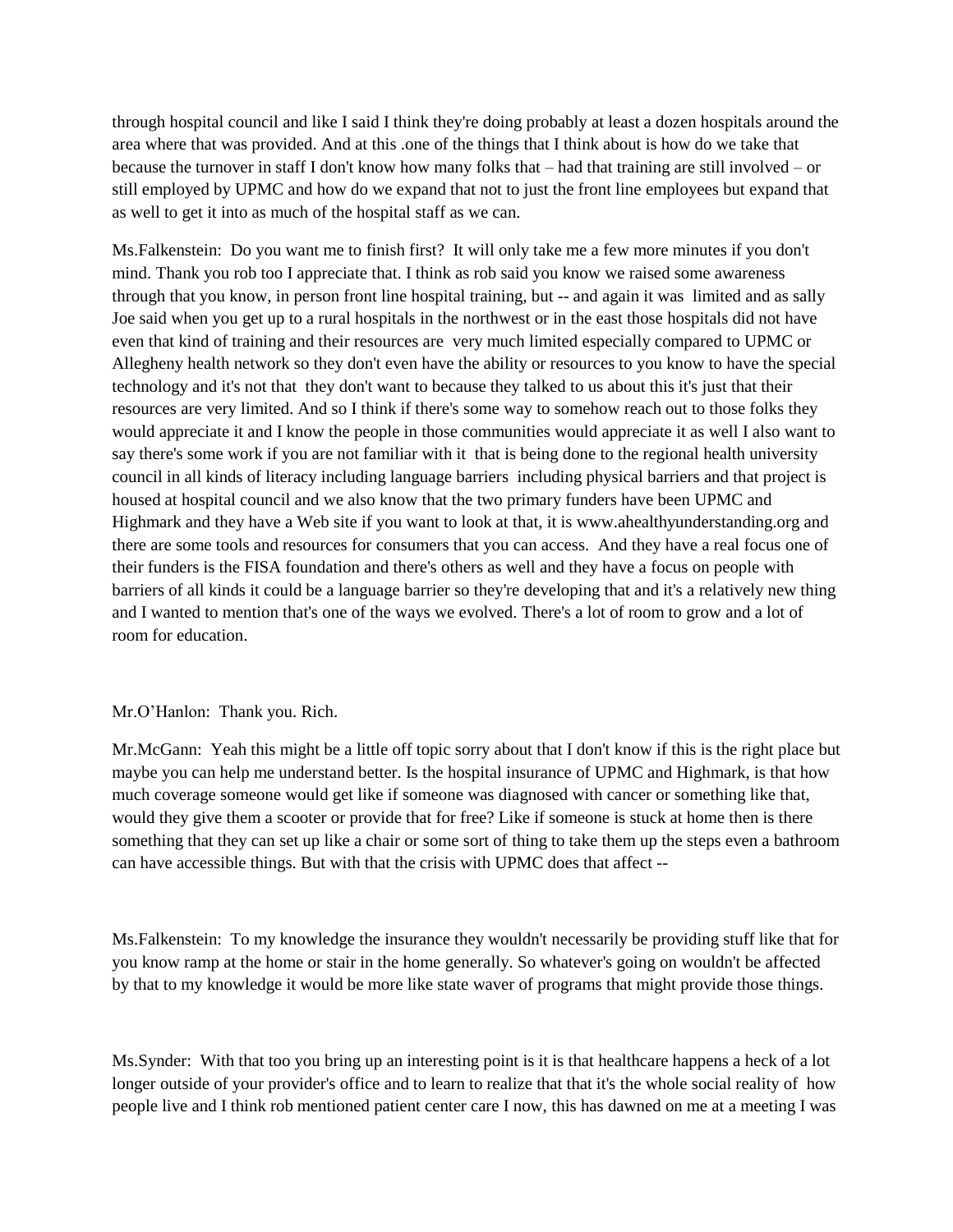through hospital council and like I said I think they're doing probably at least a dozen hospitals around the area where that was provided. And at this .one of the things that I think about is how do we take that because the turnover in staff I don't know how many folks that – had that training are still involved – or still employed by UPMC and how do we expand that not to just the front line employees but expand that as well to get it into as much of the hospital staff as we can.

Ms.Falkenstein: Do you want me to finish first? It will only take me a few more minutes if you don't mind. Thank you rob too I appreciate that. I think as rob said you know we raised some awareness through that you know, in person front line hospital training, but -- and again it was limited and as sally Joe said when you get up to a rural hospitals in the northwest or in the east those hospitals did not have even that kind of training and their resources are very much limited especially compared to UPMC or Allegheny health network so they don't even have the ability or resources to you know to have the special technology and it's not that they don't want to because they talked to us about this it's just that their resources are very limited. And so I think if there's some way to somehow reach out to those folks they would appreciate it and I know the people in those communities would appreciate it as well I also want to say there's some work if you are not familiar with it that is being done to the regional health university council in all kinds of literacy including language barriers including physical barriers and that project is housed at hospital council and we also know that the two primary funders have been UPMC and Highmark and they have a Web site if you want to look at that, it is www.ahealthyunderstanding.org and there are some tools and resources for consumers that you can access. And they have a real focus one of their funders is the FISA foundation and there's others as well and they have a focus on people with barriers of all kinds it could be a language barrier so they're developing that and it's a relatively new thing and I wanted to mention that's one of the ways we evolved. There's a lot of room to grow and a lot of room for education.

Mr.O'Hanlon: Thank you. Rich.

Mr.McGann: Yeah this might be a little off topic sorry about that I don't know if this is the right place but maybe you can help me understand better. Is the hospital insurance of UPMC and Highmark, is that how much coverage someone would get like if someone was diagnosed with cancer or something like that, would they give them a scooter or provide that for free? Like if someone is stuck at home then is there something that they can set up like a chair or some sort of thing to take them up the steps even a bathroom can have accessible things. But with that the crisis with UPMC does that affect --

Ms.Falkenstein: To my knowledge the insurance they wouldn't necessarily be providing stuff like that for you know ramp at the home or stair in the home generally. So whatever's going on wouldn't be affected by that to my knowledge it would be more like state waver of programs that might provide those things.

Ms.Synder: With that too you bring up an interesting point is it is that healthcare happens a heck of a lot longer outside of your provider's office and to learn to realize that that it's the whole social reality of how people live and I think rob mentioned patient center care I now, this has dawned on me at a meeting I was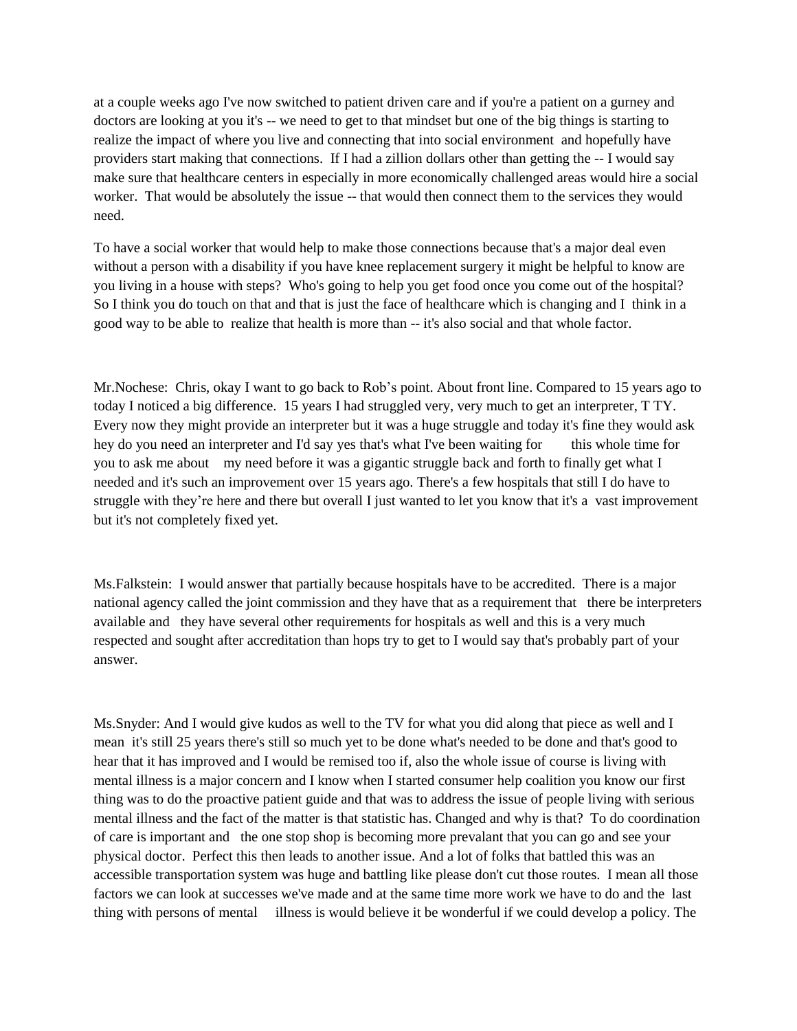at a couple weeks ago I've now switched to patient driven care and if you're a patient on a gurney and doctors are looking at you it's -- we need to get to that mindset but one of the big things is starting to realize the impact of where you live and connecting that into social environment and hopefully have providers start making that connections. If I had a zillion dollars other than getting the -- I would say make sure that healthcare centers in especially in more economically challenged areas would hire a social worker. That would be absolutely the issue -- that would then connect them to the services they would need.

To have a social worker that would help to make those connections because that's a major deal even without a person with a disability if you have knee replacement surgery it might be helpful to know are you living in a house with steps? Who's going to help you get food once you come out of the hospital? So I think you do touch on that and that is just the face of healthcare which is changing and I think in a good way to be able to realize that health is more than -- it's also social and that whole factor.

Mr.Nochese: Chris, okay I want to go back to Rob's point. About front line. Compared to 15 years ago to today I noticed a big difference. 15 years I had struggled very, very much to get an interpreter, T TY. Every now they might provide an interpreter but it was a huge struggle and today it's fine they would ask hey do you need an interpreter and I'd say yes that's what I've been waiting for this whole time for you to ask me about my need before it was a gigantic struggle back and forth to finally get what I needed and it's such an improvement over 15 years ago. There's a few hospitals that still I do have to struggle with they're here and there but overall I just wanted to let you know that it's a vast improvement but it's not completely fixed yet.

Ms.Falkstein: I would answer that partially because hospitals have to be accredited. There is a major national agency called the joint commission and they have that as a requirement that there be interpreters available and they have several other requirements for hospitals as well and this is a very much respected and sought after accreditation than hops try to get to I would say that's probably part of your answer.

Ms.Snyder: And I would give kudos as well to the TV for what you did along that piece as well and I mean it's still 25 years there's still so much yet to be done what's needed to be done and that's good to hear that it has improved and I would be remised too if, also the whole issue of course is living with mental illness is a major concern and I know when I started consumer help coalition you know our first thing was to do the proactive patient guide and that was to address the issue of people living with serious mental illness and the fact of the matter is that statistic has. Changed and why is that? To do coordination of care is important and the one stop shop is becoming more prevalant that you can go and see your physical doctor. Perfect this then leads to another issue. And a lot of folks that battled this was an accessible transportation system was huge and battling like please don't cut those routes. I mean all those factors we can look at successes we've made and at the same time more work we have to do and the last thing with persons of mental illness is would believe it be wonderful if we could develop a policy. The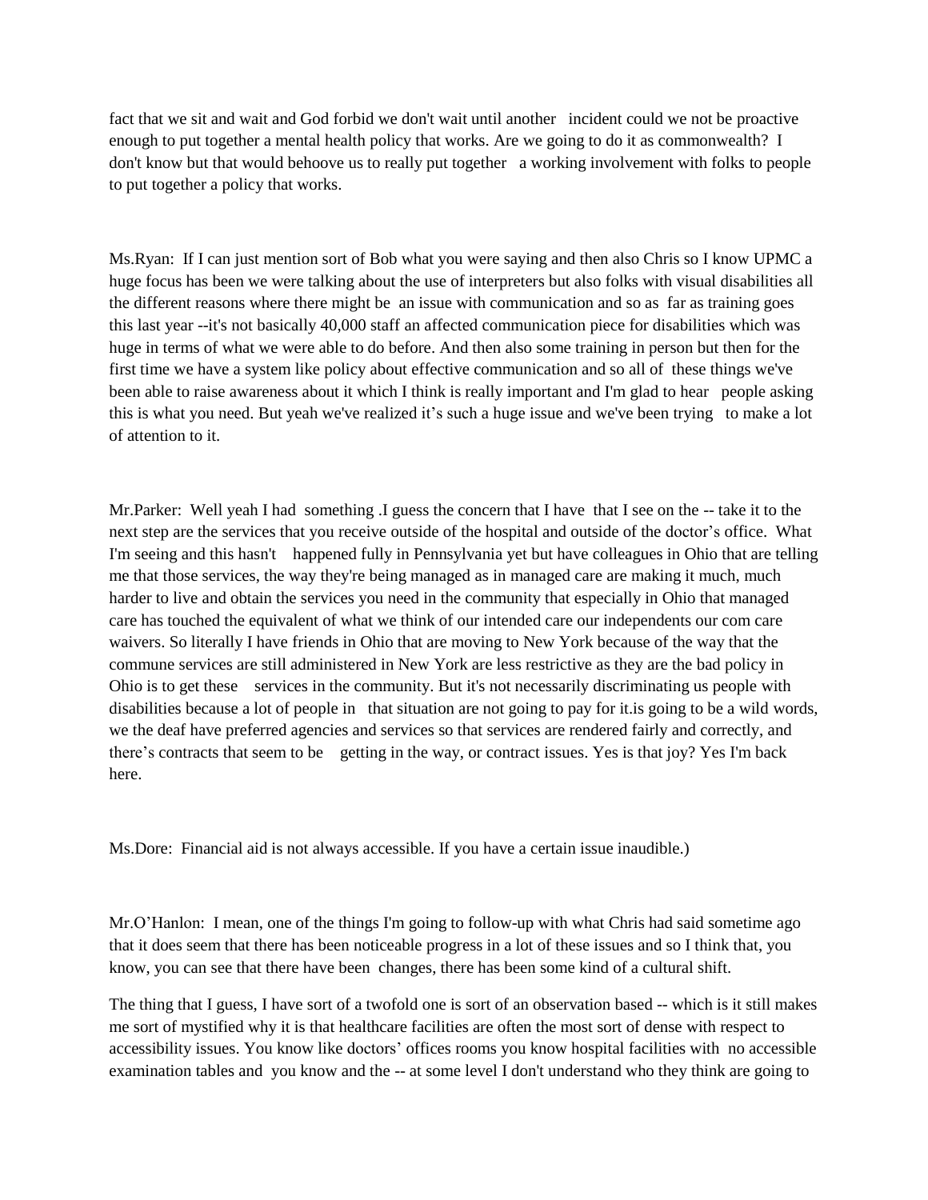fact that we sit and wait and God forbid we don't wait until another incident could we not be proactive enough to put together a mental health policy that works. Are we going to do it as commonwealth? I don't know but that would behoove us to really put together a working involvement with folks to people to put together a policy that works.

Ms.Ryan: If I can just mention sort of Bob what you were saying and then also Chris so I know UPMC a huge focus has been we were talking about the use of interpreters but also folks with visual disabilities all the different reasons where there might be an issue with communication and so as far as training goes this last year --it's not basically 40,000 staff an affected communication piece for disabilities which was huge in terms of what we were able to do before. And then also some training in person but then for the first time we have a system like policy about effective communication and so all of these things we've been able to raise awareness about it which I think is really important and I'm glad to hear people asking this is what you need. But yeah we've realized it's such a huge issue and we've been trying to make a lot of attention to it.

Mr.Parker: Well yeah I had something .I guess the concern that I have that I see on the -- take it to the next step are the services that you receive outside of the hospital and outside of the doctor's office. What I'm seeing and this hasn't happened fully in Pennsylvania yet but have colleagues in Ohio that are telling me that those services, the way they're being managed as in managed care are making it much, much harder to live and obtain the services you need in the community that especially in Ohio that managed care has touched the equivalent of what we think of our intended care our independents our com care waivers. So literally I have friends in Ohio that are moving to New York because of the way that the commune services are still administered in New York are less restrictive as they are the bad policy in Ohio is to get these services in the community. But it's not necessarily discriminating us people with disabilities because a lot of people in that situation are not going to pay for it.is going to be a wild words, we the deaf have preferred agencies and services so that services are rendered fairly and correctly, and there's contracts that seem to be getting in the way, or contract issues. Yes is that joy? Yes I'm back here.

Ms.Dore: Financial aid is not always accessible. If you have a certain issue inaudible.)

Mr.O'Hanlon: I mean, one of the things I'm going to follow-up with what Chris had said sometime ago that it does seem that there has been noticeable progress in a lot of these issues and so I think that, you know, you can see that there have been changes, there has been some kind of a cultural shift.

The thing that I guess, I have sort of a twofold one is sort of an observation based -- which is it still makes me sort of mystified why it is that healthcare facilities are often the most sort of dense with respect to accessibility issues. You know like doctors' offices rooms you know hospital facilities with no accessible examination tables and you know and the -- at some level I don't understand who they think are going to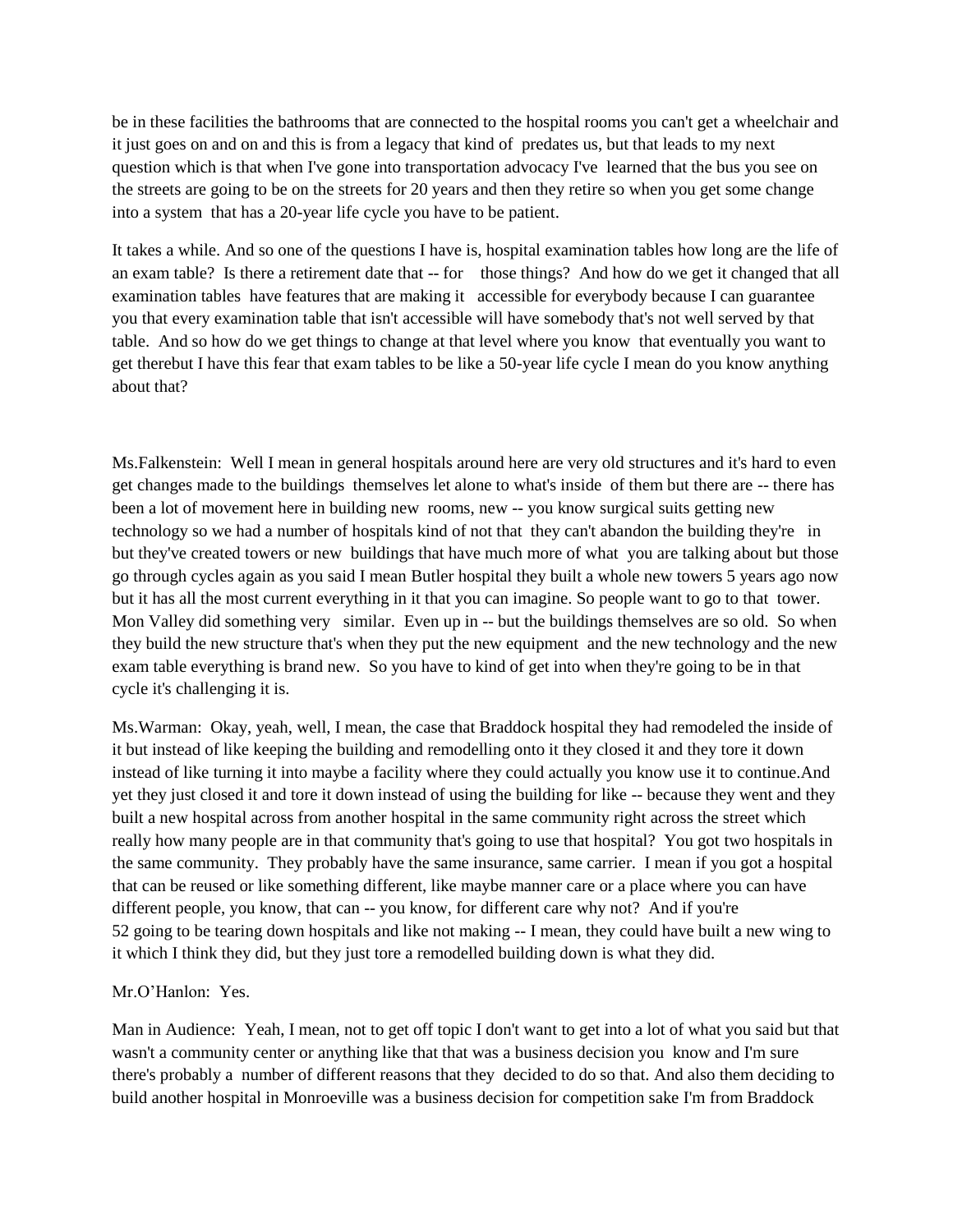be in these facilities the bathrooms that are connected to the hospital rooms you can't get a wheelchair and it just goes on and on and this is from a legacy that kind of predates us, but that leads to my next question which is that when I've gone into transportation advocacy I've learned that the bus you see on the streets are going to be on the streets for 20 years and then they retire so when you get some change into a system that has a 20-year life cycle you have to be patient.

It takes a while. And so one of the questions I have is, hospital examination tables how long are the life of an exam table? Is there a retirement date that -- for those things? And how do we get it changed that all examination tables have features that are making it accessible for everybody because I can guarantee you that every examination table that isn't accessible will have somebody that's not well served by that table. And so how do we get things to change at that level where you know that eventually you want to get therebut I have this fear that exam tables to be like a 50-year life cycle I mean do you know anything about that?

Ms.Falkenstein: Well I mean in general hospitals around here are very old structures and it's hard to even get changes made to the buildings themselves let alone to what's inside of them but there are -- there has been a lot of movement here in building new rooms, new -- you know surgical suits getting new technology so we had a number of hospitals kind of not that they can't abandon the building they're in but they've created towers or new buildings that have much more of what you are talking about but those go through cycles again as you said I mean Butler hospital they built a whole new towers 5 years ago now but it has all the most current everything in it that you can imagine. So people want to go to that tower. Mon Valley did something very similar. Even up in -- but the buildings themselves are so old. So when they build the new structure that's when they put the new equipment and the new technology and the new exam table everything is brand new. So you have to kind of get into when they're going to be in that cycle it's challenging it is.

Ms.Warman: Okay, yeah, well, I mean, the case that Braddock hospital they had remodeled the inside of it but instead of like keeping the building and remodelling onto it they closed it and they tore it down instead of like turning it into maybe a facility where they could actually you know use it to continue.And yet they just closed it and tore it down instead of using the building for like -- because they went and they built a new hospital across from another hospital in the same community right across the street which really how many people are in that community that's going to use that hospital? You got two hospitals in the same community. They probably have the same insurance, same carrier. I mean if you got a hospital that can be reused or like something different, like maybe manner care or a place where you can have different people, you know, that can -- you know, for different care why not? And if you're 52 going to be tearing down hospitals and like not making -- I mean, they could have built a new wing to it which I think they did, but they just tore a remodelled building down is what they did.

Mr.O'Hanlon: Yes.

Man in Audience: Yeah, I mean, not to get off topic I don't want to get into a lot of what you said but that wasn't a community center or anything like that that was a business decision you know and I'm sure there's probably a number of different reasons that they decided to do so that. And also them deciding to build another hospital in Monroeville was a business decision for competition sake I'm from Braddock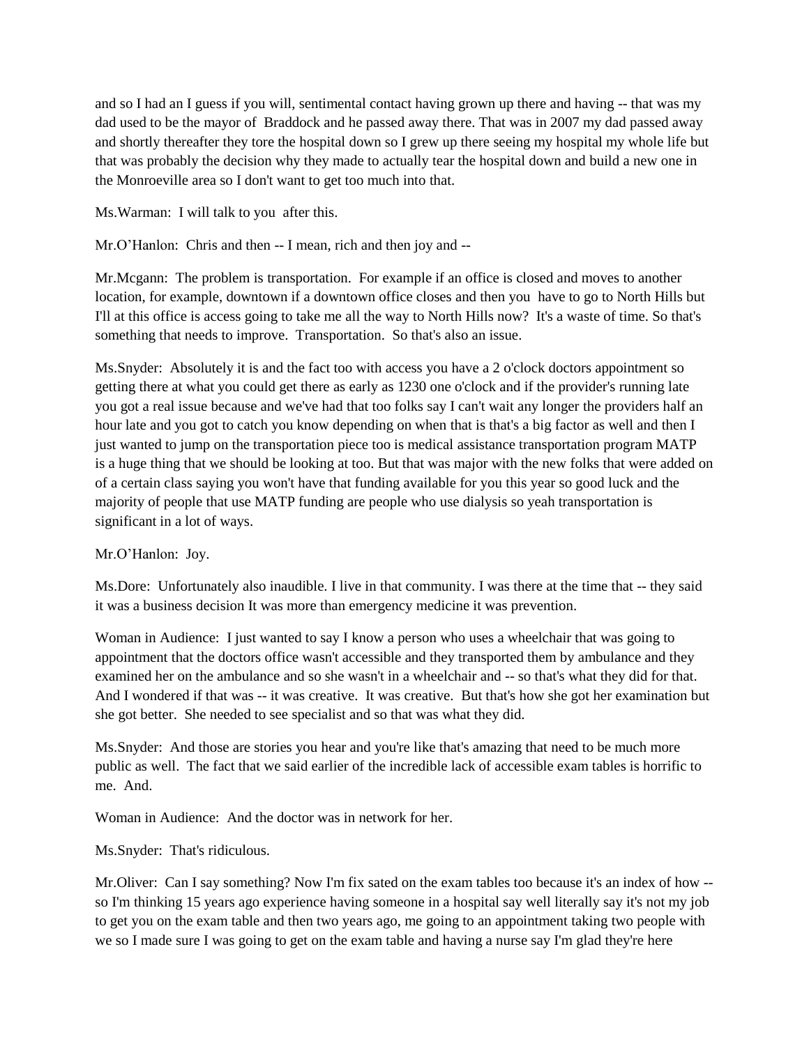and so I had an I guess if you will, sentimental contact having grown up there and having -- that was my dad used to be the mayor of Braddock and he passed away there. That was in 2007 my dad passed away and shortly thereafter they tore the hospital down so I grew up there seeing my hospital my whole life but that was probably the decision why they made to actually tear the hospital down and build a new one in the Monroeville area so I don't want to get too much into that.

Ms.Warman: I will talk to you after this.

Mr.O'Hanlon: Chris and then -- I mean, rich and then joy and --

Mr.Mcgann: The problem is transportation. For example if an office is closed and moves to another location, for example, downtown if a downtown office closes and then you have to go to North Hills but I'll at this office is access going to take me all the way to North Hills now? It's a waste of time. So that's something that needs to improve. Transportation. So that's also an issue.

Ms.Snyder: Absolutely it is and the fact too with access you have a 2 o'clock doctors appointment so getting there at what you could get there as early as 1230 one o'clock and if the provider's running late you got a real issue because and we've had that too folks say I can't wait any longer the providers half an hour late and you got to catch you know depending on when that is that's a big factor as well and then I just wanted to jump on the transportation piece too is medical assistance transportation program MATP is a huge thing that we should be looking at too. But that was major with the new folks that were added on of a certain class saying you won't have that funding available for you this year so good luck and the majority of people that use MATP funding are people who use dialysis so yeah transportation is significant in a lot of ways.

Mr.O'Hanlon: Joy.

Ms.Dore: Unfortunately also inaudible. I live in that community. I was there at the time that -- they said it was a business decision It was more than emergency medicine it was prevention.

Woman in Audience: I just wanted to say I know a person who uses a wheelchair that was going to appointment that the doctors office wasn't accessible and they transported them by ambulance and they examined her on the ambulance and so she wasn't in a wheelchair and -- so that's what they did for that. And I wondered if that was -- it was creative. It was creative. But that's how she got her examination but she got better. She needed to see specialist and so that was what they did.

Ms.Snyder: And those are stories you hear and you're like that's amazing that need to be much more public as well. The fact that we said earlier of the incredible lack of accessible exam tables is horrific to me. And.

Woman in Audience: And the doctor was in network for her.

Ms.Snyder: That's ridiculous.

Mr.Oliver: Can I say something? Now I'm fix sated on the exam tables too because it's an index of how -- so I'm thinking 15 years ago experience having someone in a hospital say well literally say it's not my job to get you on the exam table and then two years ago, me going to an appointment taking two people with we so I made sure I was going to get on the exam table and having a nurse say I'm glad they're here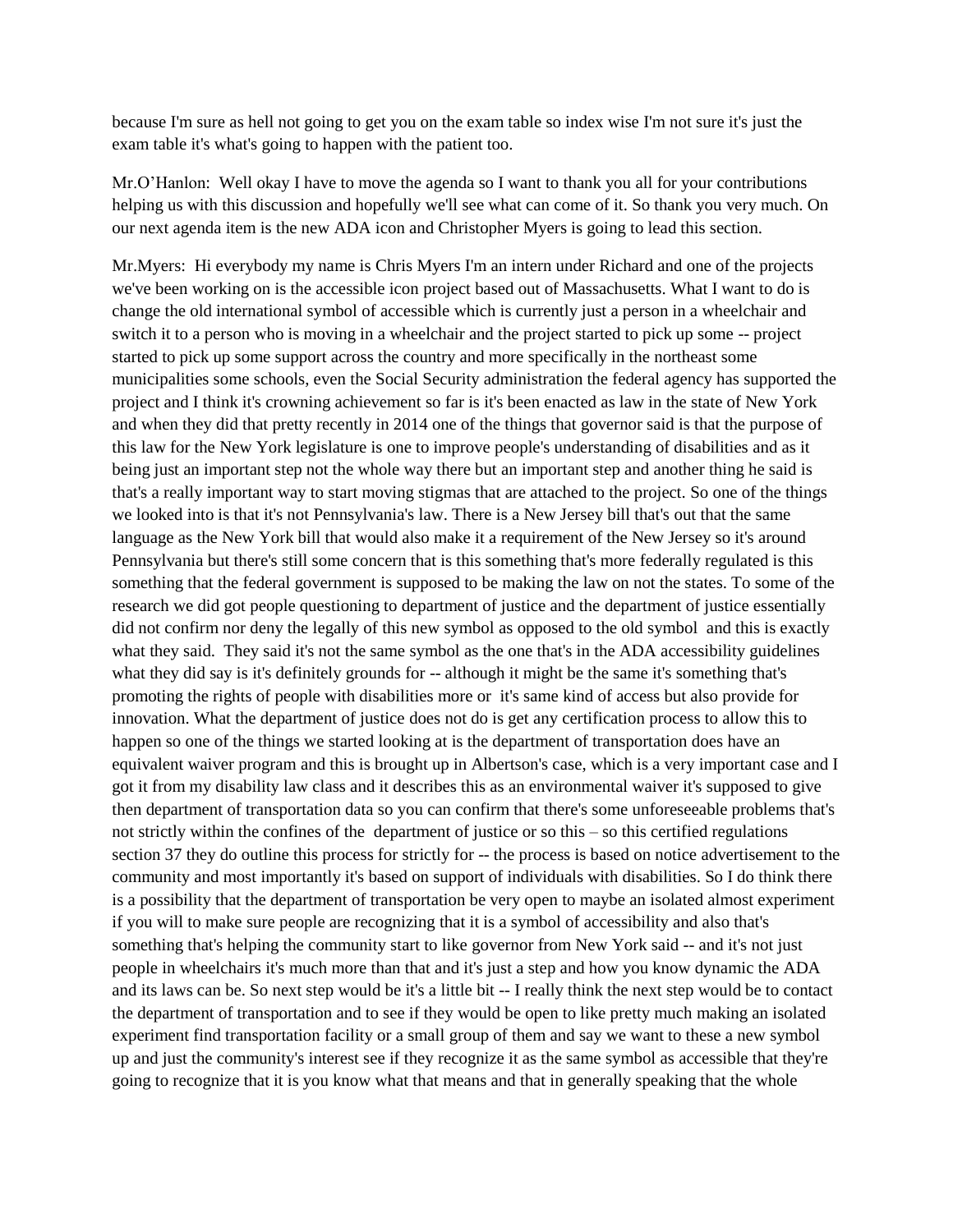because I'm sure as hell not going to get you on the exam table so index wise I'm not sure it's just the exam table it's what's going to happen with the patient too.

Mr.O'Hanlon: Well okay I have to move the agenda so I want to thank you all for your contributions helping us with this discussion and hopefully we'll see what can come of it. So thank you very much. On our next agenda item is the new ADA icon and Christopher Myers is going to lead this section.

Mr.Myers: Hi everybody my name is Chris Myers I'm an intern under Richard and one of the projects we've been working on is the accessible icon project based out of Massachusetts. What I want to do is change the old international symbol of accessible which is currently just a person in a wheelchair and switch it to a person who is moving in a wheelchair and the project started to pick up some -- project started to pick up some support across the country and more specifically in the northeast some municipalities some schools, even the Social Security administration the federal agency has supported the project and I think it's crowning achievement so far is it's been enacted as law in the state of New York and when they did that pretty recently in 2014 one of the things that governor said is that the purpose of this law for the New York legislature is one to improve people's understanding of disabilities and as it being just an important step not the whole way there but an important step and another thing he said is that's a really important way to start moving stigmas that are attached to the project. So one of the things we looked into is that it's not Pennsylvania's law. There is a New Jersey bill that's out that the same language as the New York bill that would also make it a requirement of the New Jersey so it's around Pennsylvania but there's still some concern that is this something that's more federally regulated is this something that the federal government is supposed to be making the law on not the states. To some of the research we did got people questioning to department of justice and the department of justice essentially did not confirm nor deny the legally of this new symbol as opposed to the old symbol and this is exactly what they said. They said it's not the same symbol as the one that's in the ADA accessibility guidelines what they did say is it's definitely grounds for -- although it might be the same it's something that's promoting the rights of people with disabilities more or it's same kind of access but also provide for innovation. What the department of justice does not do is get any certification process to allow this to happen so one of the things we started looking at is the department of transportation does have an equivalent waiver program and this is brought up in Albertson's case, which is a very important case and I got it from my disability law class and it describes this as an environmental waiver it's supposed to give then department of transportation data so you can confirm that there's some unforeseeable problems that's not strictly within the confines of the department of justice or so this – so this certified regulations section 37 they do outline this process for strictly for -- the process is based on notice advertisement to the community and most importantly it's based on support of individuals with disabilities. So I do think there is a possibility that the department of transportation be very open to maybe an isolated almost experiment if you will to make sure people are recognizing that it is a symbol of accessibility and also that's something that's helping the community start to like governor from New York said -- and it's not just people in wheelchairs it's much more than that and it's just a step and how you know dynamic the ADA and its laws can be. So next step would be it's a little bit -- I really think the next step would be to contact the department of transportation and to see if they would be open to like pretty much making an isolated experiment find transportation facility or a small group of them and say we want to these a new symbol up and just the community's interest see if they recognize it as the same symbol as accessible that they're going to recognize that it is you know what that means and that in generally speaking that the whole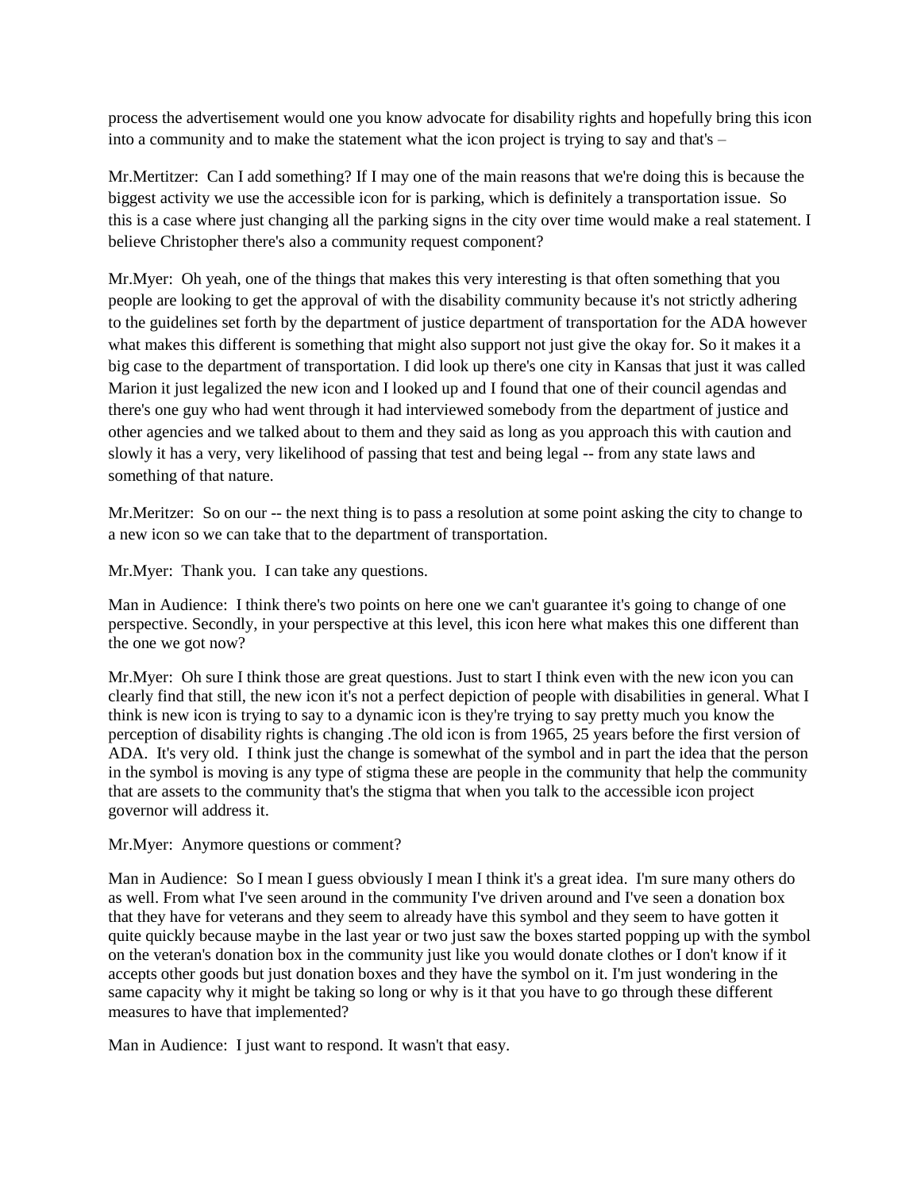process the advertisement would one you know advocate for disability rights and hopefully bring this icon into a community and to make the statement what the icon project is trying to say and that's –

Mr.Mertitzer: Can I add something? If I may one of the main reasons that we're doing this is because the biggest activity we use the accessible icon for is parking, which is definitely a transportation issue. So this is a case where just changing all the parking signs in the city over time would make a real statement. I believe Christopher there's also a community request component?

Mr.Myer: Oh yeah, one of the things that makes this very interesting is that often something that you people are looking to get the approval of with the disability community because it's not strictly adhering to the guidelines set forth by the department of justice department of transportation for the ADA however what makes this different is something that might also support not just give the okay for. So it makes it a big case to the department of transportation. I did look up there's one city in Kansas that just it was called Marion it just legalized the new icon and I looked up and I found that one of their council agendas and there's one guy who had went through it had interviewed somebody from the department of justice and other agencies and we talked about to them and they said as long as you approach this with caution and slowly it has a very, very likelihood of passing that test and being legal -- from any state laws and something of that nature.

Mr.Meritzer: So on our -- the next thing is to pass a resolution at some point asking the city to change to a new icon so we can take that to the department of transportation.

Mr.Myer: Thank you. I can take any questions.

Man in Audience: I think there's two points on here one we can't guarantee it's going to change of one perspective. Secondly, in your perspective at this level, this icon here what makes this one different than the one we got now?

Mr.Myer: Oh sure I think those are great questions. Just to start I think even with the new icon you can clearly find that still, the new icon it's not a perfect depiction of people with disabilities in general. What I think is new icon is trying to say to a dynamic icon is they're trying to say pretty much you know the perception of disability rights is changing .The old icon is from 1965, 25 years before the first version of ADA. It's very old. I think just the change is somewhat of the symbol and in part the idea that the person in the symbol is moving is any type of stigma these are people in the community that help the community that are assets to the community that's the stigma that when you talk to the accessible icon project governor will address it.

Mr.Myer: Anymore questions or comment?

Man in Audience: So I mean I guess obviously I mean I think it's a great idea. I'm sure many others do as well. From what I've seen around in the community I've driven around and I've seen a donation box that they have for veterans and they seem to already have this symbol and they seem to have gotten it quite quickly because maybe in the last year or two just saw the boxes started popping up with the symbol on the veteran's donation box in the community just like you would donate clothes or I don't know if it accepts other goods but just donation boxes and they have the symbol on it. I'm just wondering in the same capacity why it might be taking so long or why is it that you have to go through these different measures to have that implemented?

Man in Audience: I just want to respond. It wasn't that easy.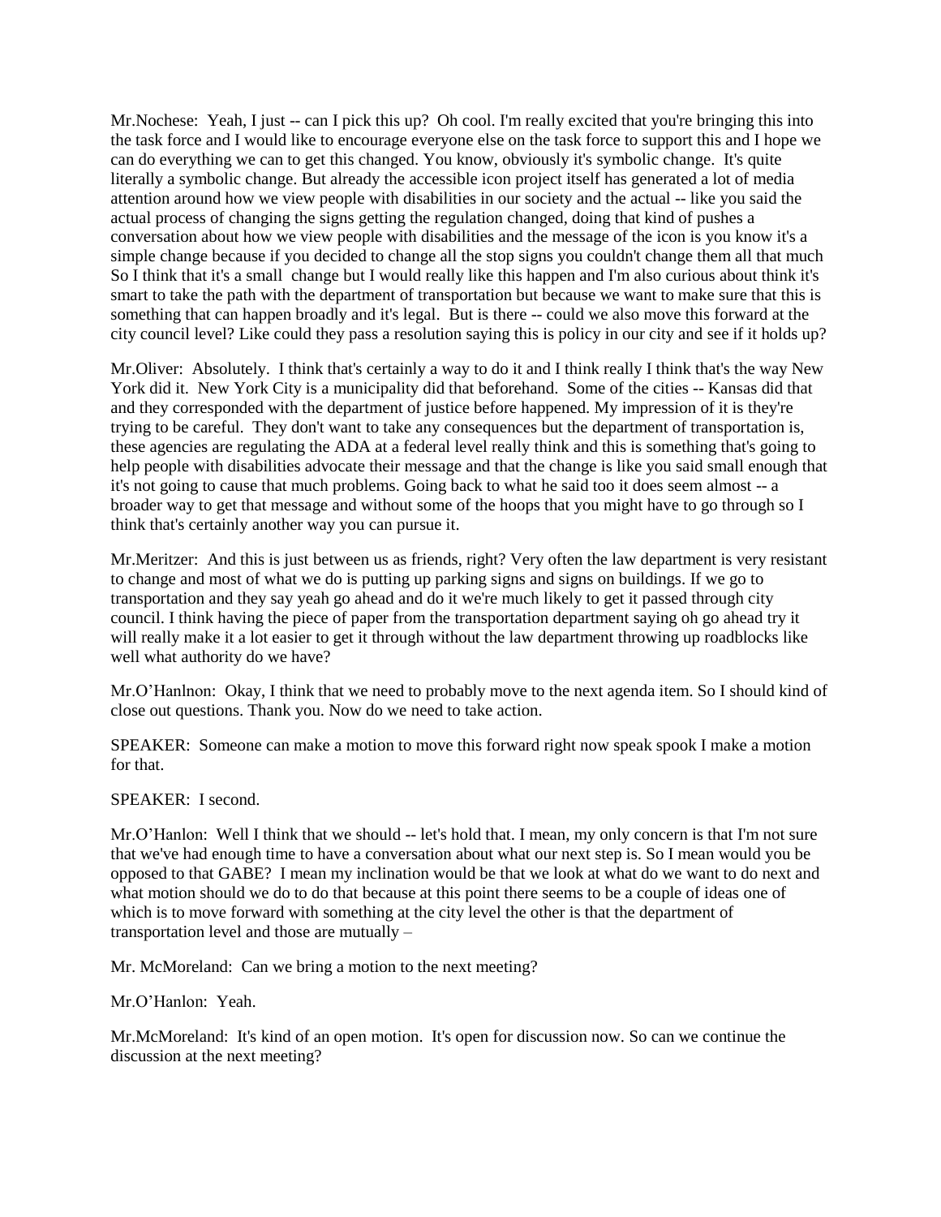Mr.Nochese: Yeah, I just -- can I pick this up? Oh cool. I'm really excited that you're bringing this into the task force and I would like to encourage everyone else on the task force to support this and I hope we can do everything we can to get this changed. You know, obviously it's symbolic change. It's quite literally a symbolic change. But already the accessible icon project itself has generated a lot of media attention around how we view people with disabilities in our society and the actual -- like you said the actual process of changing the signs getting the regulation changed, doing that kind of pushes a conversation about how we view people with disabilities and the message of the icon is you know it's a simple change because if you decided to change all the stop signs you couldn't change them all that much So I think that it's a small change but I would really like this happen and I'm also curious about think it's smart to take the path with the department of transportation but because we want to make sure that this is something that can happen broadly and it's legal. But is there -- could we also move this forward at the city council level? Like could they pass a resolution saying this is policy in our city and see if it holds up?

Mr.Oliver: Absolutely. I think that's certainly a way to do it and I think really I think that's the way New York did it. New York City is a municipality did that beforehand. Some of the cities -- Kansas did that and they corresponded with the department of justice before happened. My impression of it is they're trying to be careful. They don't want to take any consequences but the department of transportation is, these agencies are regulating the ADA at a federal level really think and this is something that's going to help people with disabilities advocate their message and that the change is like you said small enough that it's not going to cause that much problems. Going back to what he said too it does seem almost -- a broader way to get that message and without some of the hoops that you might have to go through so I think that's certainly another way you can pursue it.

Mr.Meritzer: And this is just between us as friends, right? Very often the law department is very resistant to change and most of what we do is putting up parking signs and signs on buildings. If we go to transportation and they say yeah go ahead and do it we're much likely to get it passed through city council. I think having the piece of paper from the transportation department saying oh go ahead try it will really make it a lot easier to get it through without the law department throwing up roadblocks like well what authority do we have?

Mr.O'Hanlnon: Okay, I think that we need to probably move to the next agenda item. So I should kind of close out questions. Thank you. Now do we need to take action.

SPEAKER: Someone can make a motion to move this forward right now speak spook I make a motion for that.

SPEAKER: I second.

Mr.O'Hanlon: Well I think that we should -- let's hold that. I mean, my only concern is that I'm not sure that we've had enough time to have a conversation about what our next step is. So I mean would you be opposed to that GABE? I mean my inclination would be that we look at what do we want to do next and what motion should we do to do that because at this point there seems to be a couple of ideas one of which is to move forward with something at the city level the other is that the department of transportation level and those are mutually –

Mr. McMoreland: Can we bring a motion to the next meeting?

Mr.O'Hanlon: Yeah.

Mr.McMoreland: It's kind of an open motion. It's open for discussion now. So can we continue the discussion at the next meeting?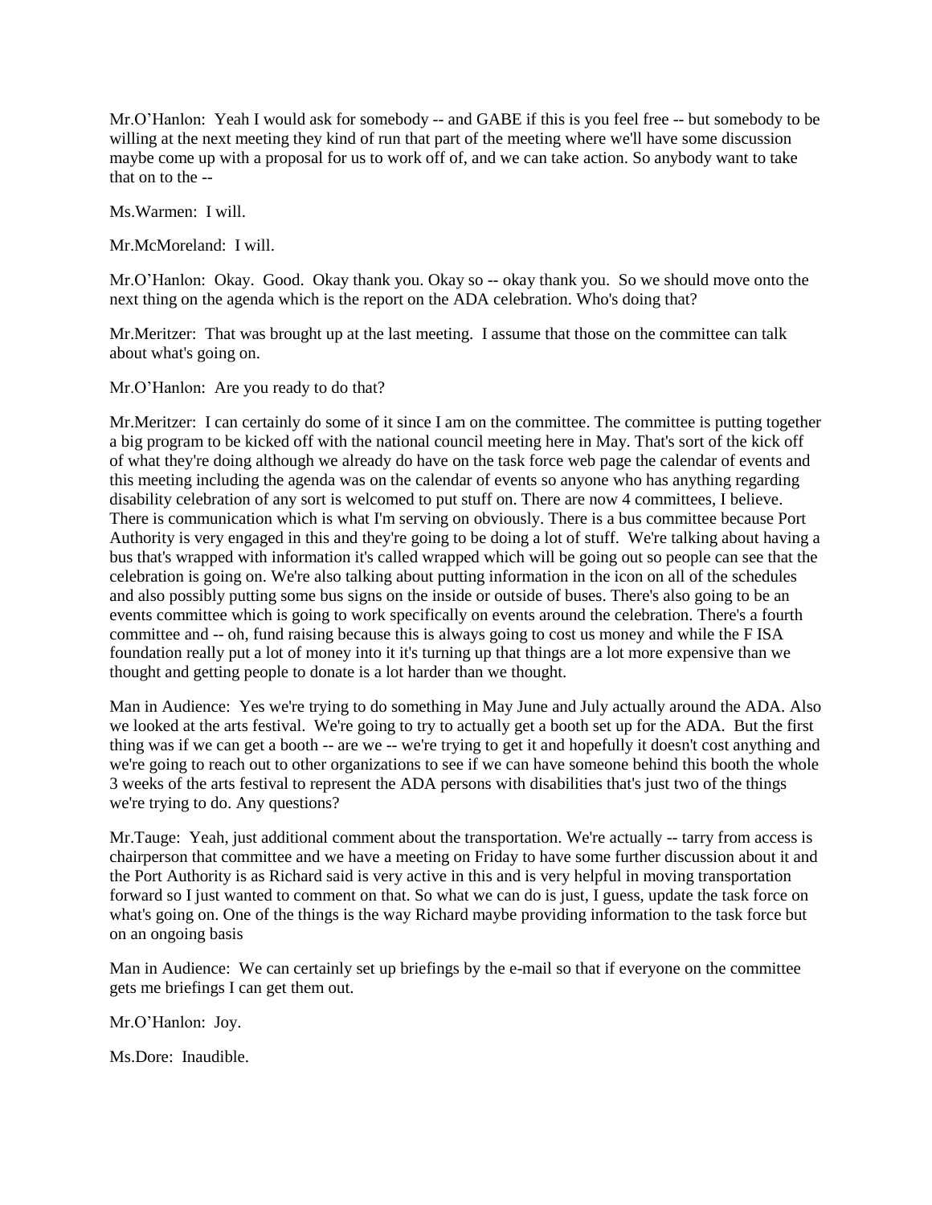Mr.O'Hanlon: Yeah I would ask for somebody -- and GABE if this is you feel free -- but somebody to be willing at the next meeting they kind of run that part of the meeting where we'll have some discussion maybe come up with a proposal for us to work off of, and we can take action. So anybody want to take that on to the --

Ms.Warmen: I will.

Mr.McMoreland: I will.

Mr.O'Hanlon: Okay. Good. Okay thank you. Okay so -- okay thank you. So we should move onto the next thing on the agenda which is the report on the ADA celebration. Who's doing that?

Mr.Meritzer: That was brought up at the last meeting. I assume that those on the committee can talk about what's going on.

Mr.O'Hanlon: Are you ready to do that?

Mr.Meritzer: I can certainly do some of it since I am on the committee. The committee is putting together a big program to be kicked off with the national council meeting here in May. That's sort of the kick off of what they're doing although we already do have on the task force web page the calendar of events and this meeting including the agenda was on the calendar of events so anyone who has anything regarding disability celebration of any sort is welcomed to put stuff on. There are now 4 committees, I believe. There is communication which is what I'm serving on obviously. There is a bus committee because Port Authority is very engaged in this and they're going to be doing a lot of stuff. We're talking about having a bus that's wrapped with information it's called wrapped which will be going out so people can see that the celebration is going on. We're also talking about putting information in the icon on all of the schedules and also possibly putting some bus signs on the inside or outside of buses. There's also going to be an events committee which is going to work specifically on events around the celebration. There's a fourth committee and -- oh, fund raising because this is always going to cost us money and while the F ISA foundation really put a lot of money into it it's turning up that things are a lot more expensive than we thought and getting people to donate is a lot harder than we thought.

Man in Audience: Yes we're trying to do something in May June and July actually around the ADA. Also we looked at the arts festival. We're going to try to actually get a booth set up for the ADA. But the first thing was if we can get a booth -- are we -- we're trying to get it and hopefully it doesn't cost anything and we're going to reach out to other organizations to see if we can have someone behind this booth the whole 3 weeks of the arts festival to represent the ADA persons with disabilities that's just two of the things we're trying to do. Any questions?

Mr.Tauge: Yeah, just additional comment about the transportation. We're actually -- tarry from access is chairperson that committee and we have a meeting on Friday to have some further discussion about it and the Port Authority is as Richard said is very active in this and is very helpful in moving transportation forward so I just wanted to comment on that. So what we can do is just, I guess, update the task force on what's going on. One of the things is the way Richard maybe providing information to the task force but on an ongoing basis

Man in Audience: We can certainly set up briefings by the e-mail so that if everyone on the committee gets me briefings I can get them out.

Mr.O'Hanlon: Joy.

Ms.Dore: Inaudible.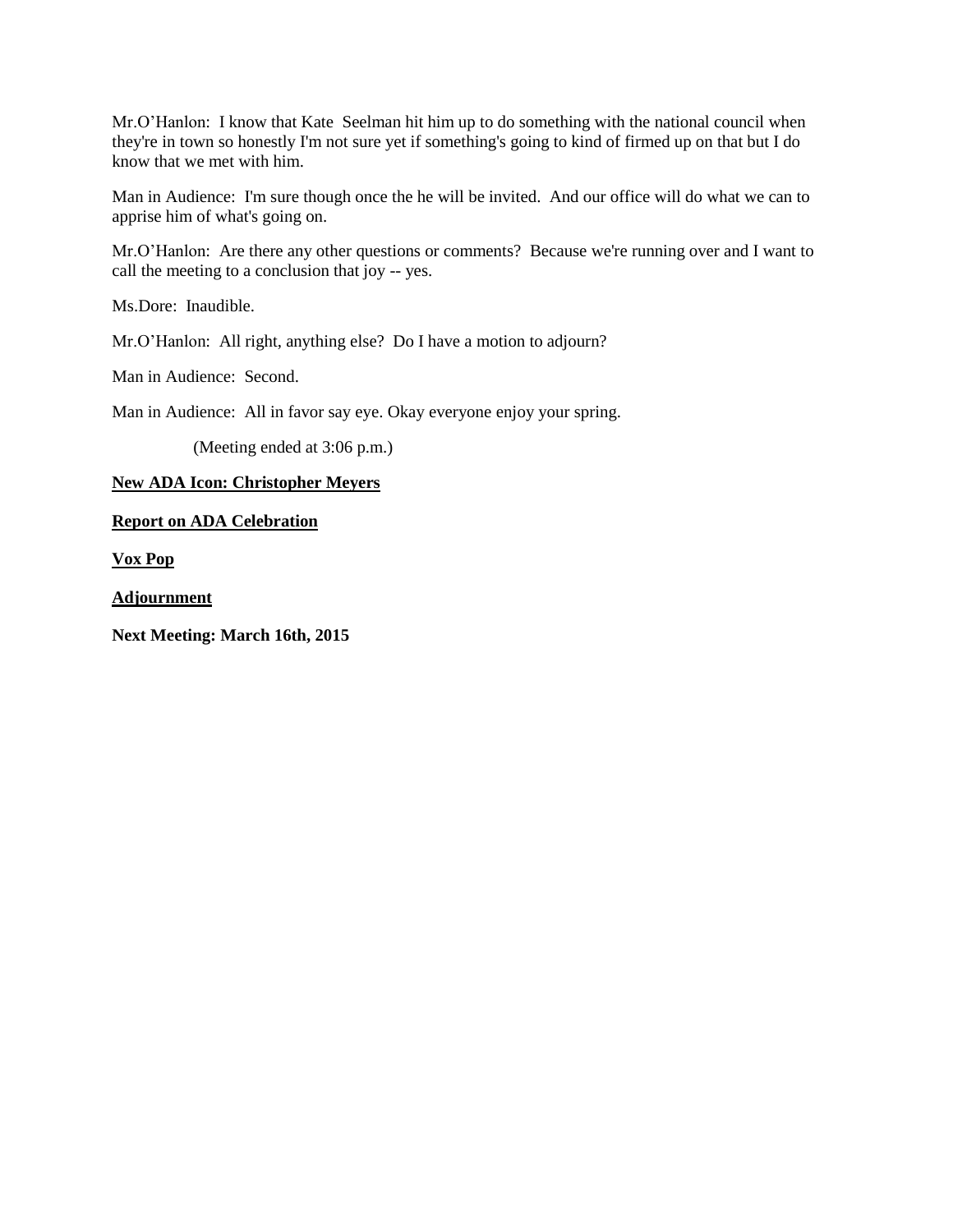Mr.O'Hanlon: I know that Kate Seelman hit him up to do something with the national council when they're in town so honestly I'm not sure yet if something's going to kind of firmed up on that but I do know that we met with him.

Man in Audience: I'm sure though once the he will be invited. And our office will do what we can to apprise him of what's going on.

Mr.O'Hanlon: Are there any other questions or comments? Because we're running over and I want to call the meeting to a conclusion that joy -- yes.

Ms.Dore: Inaudible.

Mr.O'Hanlon: All right, anything else? Do I have a motion to adjourn?

Man in Audience: Second.

Man in Audience: All in favor say eye. Okay everyone enjoy your spring.

(Meeting ended at 3:06 p.m.)

**<u>New ADA Icon: Christopher Meyers</u>**

**<u>Report on ADA Celebration</u>**

**<u>Vox Pop</u>**

**<u>Adjournment</u>**

**Next Meeting: March 16th, 2015**